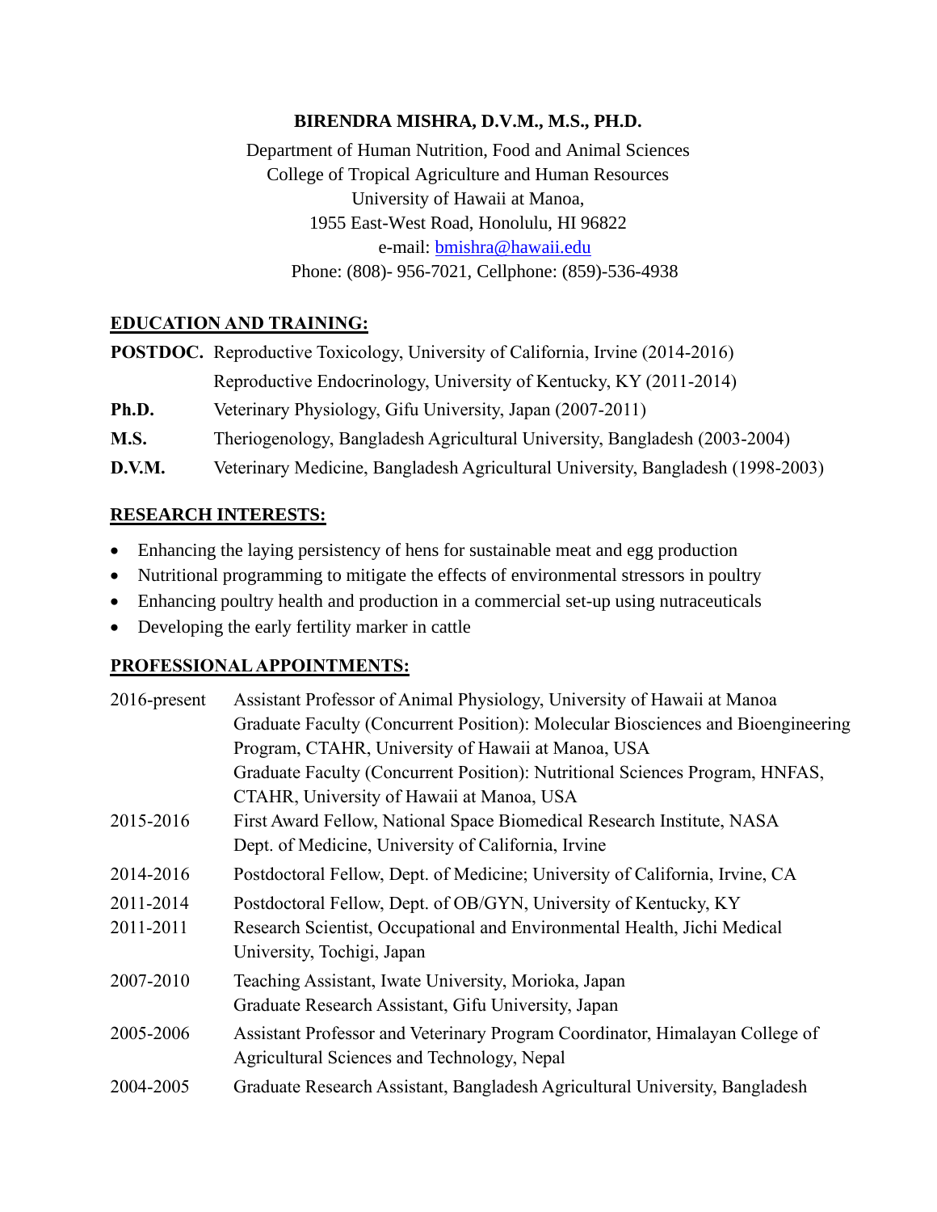**BIRENDRA MISHRA, D.V.M., M.S., PH.D.**

Department of Human Nutrition, Food and Animal Sciences
College of Tropical Agriculture and Human Resources
University of Hawaii at Manoa,
1955 East-West Road, Honolulu, HI 96822
e-mail: bmishra@hawaii.edu
Phone: (808)- 956-7021, Cellphone: (859)-536-4938

## EDUCATION AND TRAINING:

**POSTDOC.** Reproductive Toxicology, University of California, Irvine (2014-2016)
Reproductive Endocrinology, University of Kentucky, KY (2011-2014)

**Ph.D.** Veterinary Physiology, Gifu University, Japan (2007-2011)

**M.S.** Theriogenology, Bangladesh Agricultural University, Bangladesh (2003-2004)

**D.V.M.** Veterinary Medicine, Bangladesh Agricultural University, Bangladesh (1998-2003)

## RESEARCH INTERESTS:

- Enhancing the laying persistency of hens for sustainable meat and egg production
- Nutritional programming to mitigate the effects of environmental stressors in poultry
- Enhancing poultry health and production in a commercial set-up using nutraceuticals
- Developing the early fertility marker in cattle

## PROFESSIONAL APPOINTMENTS:

2016-present Assistant Professor of Animal Physiology, University of Hawaii at Manoa
Graduate Faculty (Concurrent Position): Molecular Biosciences and Bioengineering Program, CTAHR, University of Hawaii at Manoa, USA
Graduate Faculty (Concurrent Position): Nutritional Sciences Program, HNFAS, CTAHR, University of Hawaii at Manoa, USA

2015-2016 First Award Fellow, National Space Biomedical Research Institute, NASA
Dept. of Medicine, University of California, Irvine

2014-2016 Postdoctoral Fellow, Dept. of Medicine; University of California, Irvine, CA

2011-2014 Postdoctoral Fellow, Dept. of OB/GYN, University of Kentucky, KY

2011-2011 Research Scientist, Occupational and Environmental Health, Jichi Medical University, Tochigi, Japan

2007-2010 Teaching Assistant, Iwate University, Morioka, Japan
Graduate Research Assistant, Gifu University, Japan

2005-2006 Assistant Professor and Veterinary Program Coordinator, Himalayan College of Agricultural Sciences and Technology, Nepal

2004-2005 Graduate Research Assistant, Bangladesh Agricultural University, Bangladesh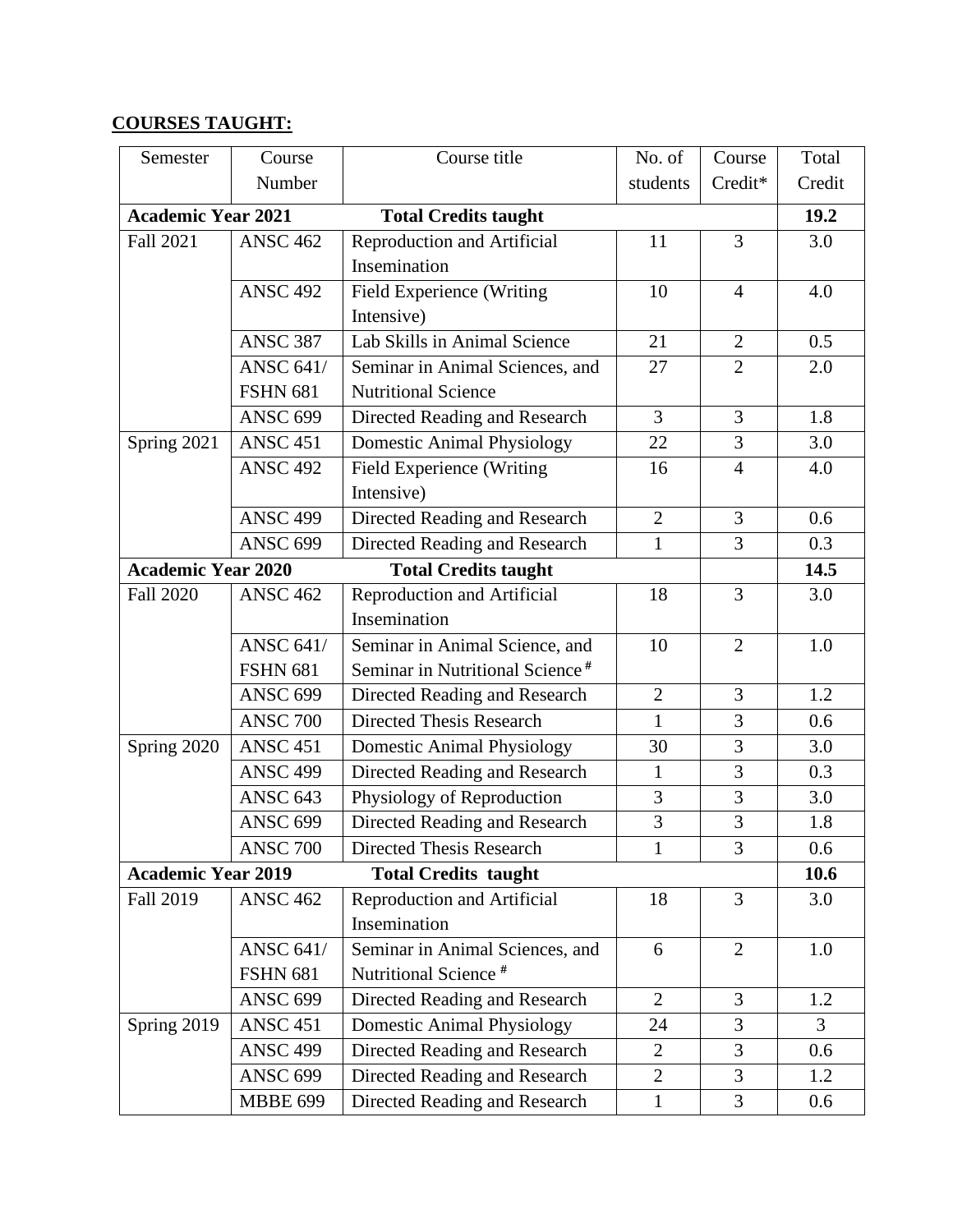**COURSES TAUGHT:**

| Semester | Course Number | Course title | No. of students | Course Credit* | Total Credit |
|---|---|---|---|---|---|
| **Academic Year 2021** | | **Total Credits taught** | | | **19.2** |
| Fall 2021 | ANSC 462 | Reproduction and Artificial Insemination | 11 | 3 | 3.0 |
| | ANSC 492 | Field Experience (Writing Intensive) | 10 | 4 | 4.0 |
| | ANSC 387 | Lab Skills in Animal Science | 21 | 2 | 0.5 |
| | ANSC 641/ FSHN 681 | Seminar in Animal Sciences, and Nutritional Science | 27 | 2 | 2.0 |
| | ANSC 699 | Directed Reading and Research | 3 | 3 | 1.8 |
| Spring 2021 | ANSC 451 | Domestic Animal Physiology | 22 | 3 | 3.0 |
| | ANSC 492 | Field Experience (Writing Intensive) | 16 | 4 | 4.0 |
| | ANSC 499 | Directed Reading and Research | 2 | 3 | 0.6 |
| | ANSC 699 | Directed Reading and Research | 1 | 3 | 0.3 |
| **Academic Year 2020** | | **Total Credits taught** | | | **14.5** |
| Fall 2020 | ANSC 462 | Reproduction and Artificial Insemination | 18 | 3 | 3.0 |
| | ANSC 641/ FSHN 681 | Seminar in Animal Science, and Seminar in Nutritional Science # | 10 | 2 | 1.0 |
| | ANSC 699 | Directed Reading and Research | 2 | 3 | 1.2 |
| | ANSC 700 | Directed Thesis Research | 1 | 3 | 0.6 |
| Spring 2020 | ANSC 451 | Domestic Animal Physiology | 30 | 3 | 3.0 |
| | ANSC 499 | Directed Reading and Research | 1 | 3 | 0.3 |
| | ANSC 643 | Physiology of Reproduction | 3 | 3 | 3.0 |
| | ANSC 699 | Directed Reading and Research | 3 | 3 | 1.8 |
| | ANSC 700 | Directed Thesis Research | 1 | 3 | 0.6 |
| **Academic Year 2019** | | **Total Credits taught** | | | **10.6** |
| Fall 2019 | ANSC 462 | Reproduction and Artificial Insemination | 18 | 3 | 3.0 |
| | ANSC 641/ FSHN 681 | Seminar in Animal Sciences, and Nutritional Science # | 6 | 2 | 1.0 |
| | ANSC 699 | Directed Reading and Research | 2 | 3 | 1.2 |
| Spring 2019 | ANSC 451 | Domestic Animal Physiology | 24 | 3 | 3 |
| | ANSC 499 | Directed Reading and Research | 2 | 3 | 0.6 |
| | ANSC 699 | Directed Reading and Research | 2 | 3 | 1.2 |
| | MBBE 699 | Directed Reading and Research | 1 | 3 | 0.6 |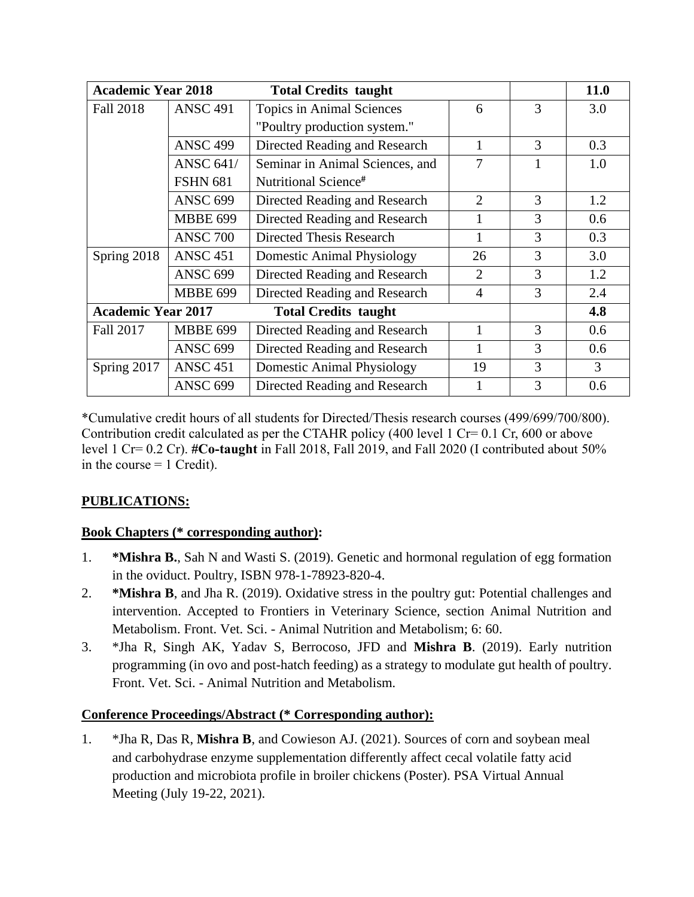| **Academic Year 2018** | | **Total Credits taught** | | | **11.0** |
|---|---|---|---|---|---|
| Fall 2018 | ANSC 491 | Topics in Animal Sciences "Poultry production system." | 6 | 3 | 3.0 |
| | ANSC 499 | Directed Reading and Research | 1 | 3 | 0.3 |
| | ANSC 641/ FSHN 681 | Seminar in Animal Sciences, and Nutritional Science# | 7 | 1 | 1.0 |
| | ANSC 699 | Directed Reading and Research | 2 | 3 | 1.2 |
| | MBBE 699 | Directed Reading and Research | 1 | 3 | 0.6 |
| | ANSC 700 | Directed Thesis Research | 1 | 3 | 0.3 |
| Spring 2018 | ANSC 451 | Domestic Animal Physiology | 26 | 3 | 3.0 |
| | ANSC 699 | Directed Reading and Research | 2 | 3 | 1.2 |
| | MBBE 699 | Directed Reading and Research | 4 | 3 | 2.4 |
| **Academic Year 2017** | | **Total Credits taught** | | | **4.8** |
| Fall 2017 | MBBE 699 | Directed Reading and Research | 1 | 3 | 0.6 |
| | ANSC 699 | Directed Reading and Research | 1 | 3 | 0.6 |
| Spring 2017 | ANSC 451 | Domestic Animal Physiology | 19 | 3 | 3 |
| | ANSC 699 | Directed Reading and Research | 1 | 3 | 0.6 |

*Cumulative credit hours of all students for Directed/Thesis research courses (499/699/700/800). Contribution credit calculated as per the CTAHR policy (400 level 1 Cr= 0.1 Cr, 600 or above level 1 Cr= 0.2 Cr). **#Co-taught** in Fall 2018, Fall 2019, and Fall 2020 (I contributed about 50% in the course = 1 Credit).

## PUBLICATIONS:

### Book Chapters (* corresponding author):

1. ***Mishra B.**, Sah N and Wasti S. (2019). Genetic and hormonal regulation of egg formation in the oviduct. Poultry, ISBN 978-1-78923-820-4.
2. ***Mishra B**, and Jha R. (2019). Oxidative stress in the poultry gut: Potential challenges and intervention. Accepted to Frontiers in Veterinary Science, section Animal Nutrition and Metabolism. Front. Vet. Sci. - Animal Nutrition and Metabolism; 6: 60.
3. *Jha R, Singh AK, Yadav S, Berrocoso, JFD and **Mishra B**. (2019). Early nutrition programming (in ovo and post-hatch feeding) as a strategy to modulate gut health of poultry. Front. Vet. Sci. - Animal Nutrition and Metabolism.

### Conference Proceedings/Abstract (* Corresponding author):

1. *Jha R, Das R, **Mishra B**, and Cowieson AJ. (2021). Sources of corn and soybean meal and carbohydrase enzyme supplementation differently affect cecal volatile fatty acid production and microbiota profile in broiler chickens (Poster). PSA Virtual Annual Meeting (July 19-22, 2021).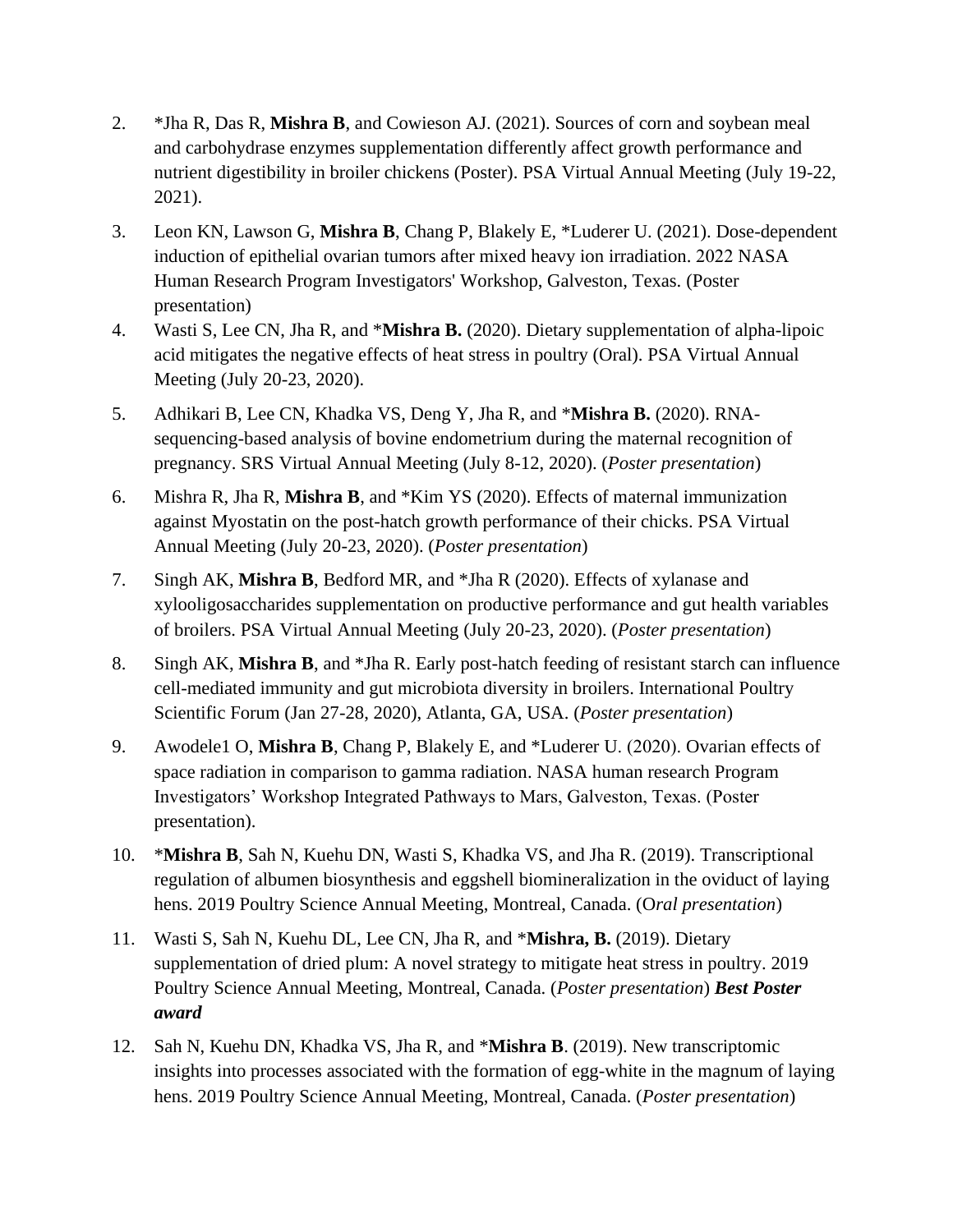2. *Jha R, Das R, **Mishra B**, and Cowieson AJ. (2021). Sources of corn and soybean meal and carbohydrase enzymes supplementation differently affect growth performance and nutrient digestibility in broiler chickens (Poster). PSA Virtual Annual Meeting (July 19-22, 2021).

3. Leon KN, Lawson G, **Mishra B**, Chang P, Blakely E, *Luderer U. (2021). Dose-dependent induction of epithelial ovarian tumors after mixed heavy ion irradiation. 2022 NASA Human Research Program Investigators' Workshop, Galveston, Texas. (Poster presentation)

4. Wasti S, Lee CN, Jha R, and ***Mishra B.** (2020). Dietary supplementation of alpha-lipoic acid mitigates the negative effects of heat stress in poultry (Oral). PSA Virtual Annual Meeting (July 20-23, 2020).

5. Adhikari B, Lee CN, Khadka VS, Deng Y, Jha R, and ***Mishra B.** (2020). RNA-sequencing-based analysis of bovine endometrium during the maternal recognition of pregnancy. SRS Virtual Annual Meeting (July 8-12, 2020). (*Poster presentation*)

6. Mishra R, Jha R, **Mishra B**, and *Kim YS (2020). Effects of maternal immunization against Myostatin on the post-hatch growth performance of their chicks. PSA Virtual Annual Meeting (July 20-23, 2020). (*Poster presentation*)

7. Singh AK, **Mishra B**, Bedford MR, and *Jha R (2020). Effects of xylanase and xylooligosaccharides supplementation on productive performance and gut health variables of broilers. PSA Virtual Annual Meeting (July 20-23, 2020). (*Poster presentation*)

8. Singh AK, **Mishra B**, and *Jha R. Early post-hatch feeding of resistant starch can influence cell-mediated immunity and gut microbiota diversity in broilers. International Poultry Scientific Forum (Jan 27-28, 2020), Atlanta, GA, USA. (*Poster presentation*)

9. Awodele1 O, **Mishra B**, Chang P, Blakely E, and *Luderer U. (2020). Ovarian effects of space radiation in comparison to gamma radiation. NASA human research Program Investigators' Workshop Integrated Pathways to Mars, Galveston, Texas. (Poster presentation).

10. ***Mishra B**, Sah N, Kuehu DN, Wasti S, Khadka VS, and Jha R. (2019). Transcriptional regulation of albumen biosynthesis and eggshell biomineralization in the oviduct of laying hens. 2019 Poultry Science Annual Meeting, Montreal, Canada. (O*ral presentation*)

11. Wasti S, Sah N, Kuehu DL, Lee CN, Jha R, and ***Mishra, B.** (2019). Dietary supplementation of dried plum: A novel strategy to mitigate heat stress in poultry. 2019 Poultry Science Annual Meeting, Montreal, Canada. (*Poster presentation*) ***Best Poster award***

12. Sah N, Kuehu DN, Khadka VS, Jha R, and ***Mishra B**. (2019). New transcriptomic insights into processes associated with the formation of egg-white in the magnum of laying hens. 2019 Poultry Science Annual Meeting, Montreal, Canada. (*Poster presentation*)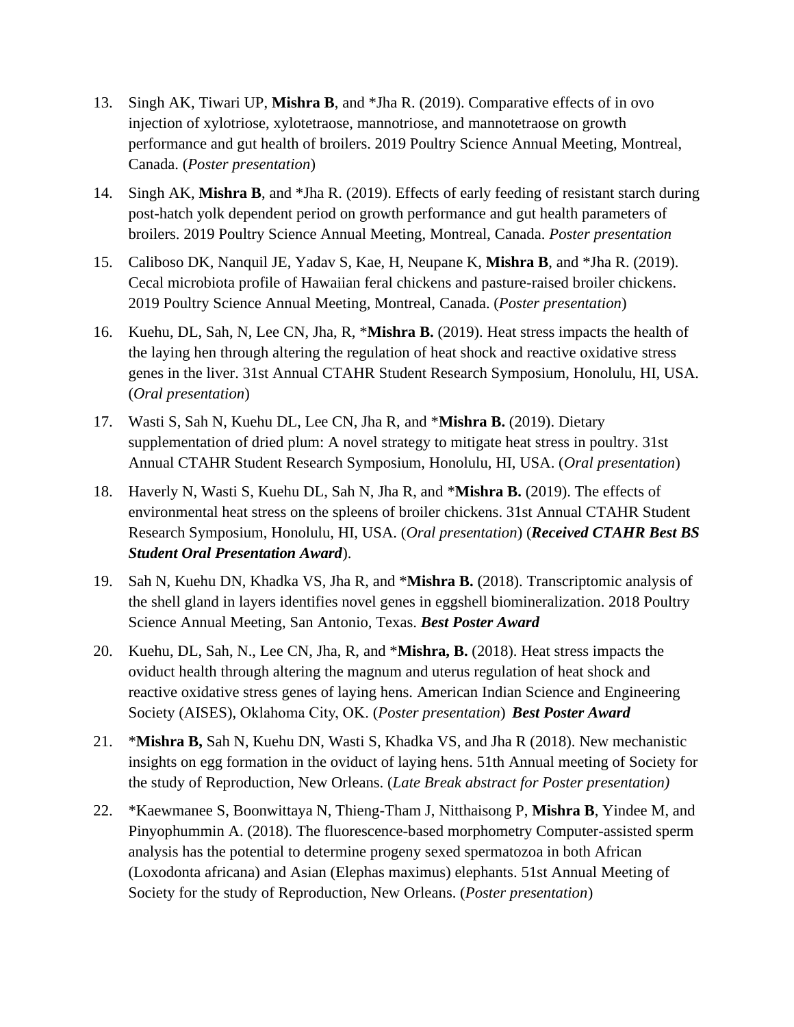13. Singh AK, Tiwari UP, **Mishra B**, and *Jha R. (2019). Comparative effects of in ovo injection of xylotriose, xylotetraose, mannotriose, and mannotetraose on growth performance and gut health of broilers. 2019 Poultry Science Annual Meeting, Montreal, Canada. (*Poster presentation*)

14. Singh AK, **Mishra B**, and *Jha R. (2019). Effects of early feeding of resistant starch during post-hatch yolk dependent period on growth performance and gut health parameters of broilers. 2019 Poultry Science Annual Meeting, Montreal, Canada. *Poster presentation*

15. Caliboso DK, Nanquil JE, Yadav S, Kae, H, Neupane K, **Mishra B**, and *Jha R. (2019). Cecal microbiota profile of Hawaiian feral chickens and pasture-raised broiler chickens. 2019 Poultry Science Annual Meeting, Montreal, Canada. (*Poster presentation*)

16. Kuehu, DL, Sah, N, Lee CN, Jha, R, ***Mishra B.** (2019). Heat stress impacts the health of the laying hen through altering the regulation of heat shock and reactive oxidative stress genes in the liver. 31st Annual CTAHR Student Research Symposium, Honolulu, HI, USA. (*Oral presentation*)

17. Wasti S, Sah N, Kuehu DL, Lee CN, Jha R, and ***Mishra B.** (2019). Dietary supplementation of dried plum: A novel strategy to mitigate heat stress in poultry. 31st Annual CTAHR Student Research Symposium, Honolulu, HI, USA. (*Oral presentation*)

18. Haverly N, Wasti S, Kuehu DL, Sah N, Jha R, and ***Mishra B.** (2019). The effects of environmental heat stress on the spleens of broiler chickens. 31st Annual CTAHR Student Research Symposium, Honolulu, HI, USA. (*Oral presentation*) (***Received CTAHR Best BS Student Oral Presentation Award***).

19. Sah N, Kuehu DN, Khadka VS, Jha R, and ***Mishra B.** (2018). Transcriptomic analysis of the shell gland in layers identifies novel genes in eggshell biomineralization. 2018 Poultry Science Annual Meeting, San Antonio, Texas. ***Best Poster Award***

20. Kuehu, DL, Sah, N., Lee CN, Jha, R, and ***Mishra, B.** (2018). Heat stress impacts the oviduct health through altering the magnum and uterus regulation of heat shock and reactive oxidative stress genes of laying hens. American Indian Science and Engineering Society (AISES), Oklahoma City, OK. (*Poster presentation*) ***Best Poster Award***

21. ***Mishra B,** Sah N, Kuehu DN, Wasti S, Khadka VS, and Jha R (2018). New mechanistic insights on egg formation in the oviduct of laying hens. 51th Annual meeting of Society for the study of Reproduction, New Orleans. (*Late Break abstract for Poster presentation)*

22. *Kaewmanee S, Boonwittaya N, Thieng-Tham J, Nitthaisong P, **Mishra B**, Yindee M, and Pinyophummin A. (2018). The fluorescence-based morphometry Computer-assisted sperm analysis has the potential to determine progeny sexed spermatozoa in both African (Loxodonta africana) and Asian (Elephas maximus) elephants. 51st Annual Meeting of Society for the study of Reproduction, New Orleans. (*Poster presentation*)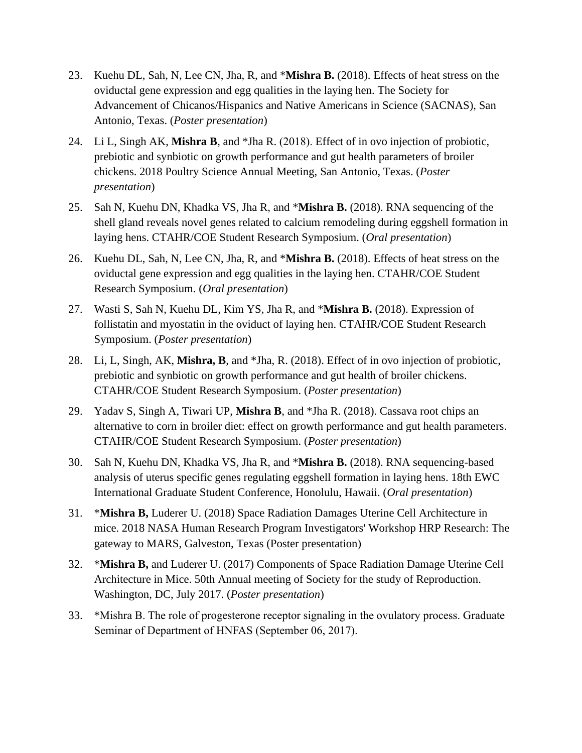23. Kuehu DL, Sah, N, Lee CN, Jha, R, and *__Mishra B.__ (2018). Effects of heat stress on the oviductal gene expression and egg qualities in the laying hen. The Society for Advancement of Chicanos/Hispanics and Native Americans in Science (SACNAS), San Antonio, Texas. (*Poster presentation*)

24. Li L, Singh AK, **Mishra B**, and *Jha R. (2018). Effect of in ovo injection of probiotic, prebiotic and synbiotic on growth performance and gut health parameters of broiler chickens. 2018 Poultry Science Annual Meeting, San Antonio, Texas. (*Poster presentation*)

25. Sah N, Kuehu DN, Khadka VS, Jha R, and *__Mishra B.__ (2018). RNA sequencing of the shell gland reveals novel genes related to calcium remodeling during eggshell formation in laying hens. CTAHR/COE Student Research Symposium. (*Oral presentation*)

26. Kuehu DL, Sah, N, Lee CN, Jha, R, and *__Mishra B.__ (2018). Effects of heat stress on the oviductal gene expression and egg qualities in the laying hen. CTAHR/COE Student Research Symposium. (*Oral presentation*)

27. Wasti S, Sah N, Kuehu DL, Kim YS, Jha R, and *__Mishra B.__ (2018). Expression of follistatin and myostatin in the oviduct of laying hen. CTAHR/COE Student Research Symposium. (*Poster presentation*)

28. Li, L, Singh, AK, **Mishra, B**, and *Jha, R. (2018). Effect of in ovo injection of probiotic, prebiotic and synbiotic on growth performance and gut health of broiler chickens. CTAHR/COE Student Research Symposium. (*Poster presentation*)

29. Yadav S, Singh A, Tiwari UP, **Mishra B**, and *Jha R. (2018). Cassava root chips an alternative to corn in broiler diet: effect on growth performance and gut health parameters. CTAHR/COE Student Research Symposium. (*Poster presentation*)

30. Sah N, Kuehu DN, Khadka VS, Jha R, and *__Mishra B.__ (2018). RNA sequencing-based analysis of uterus specific genes regulating eggshell formation in laying hens. 18th EWC International Graduate Student Conference, Honolulu, Hawaii. (*Oral presentation*)

31. *__Mishra B,__ Luderer U. (2018) Space Radiation Damages Uterine Cell Architecture in mice. 2018 NASA Human Research Program Investigators' Workshop HRP Research: The gateway to MARS, Galveston, Texas (Poster presentation)

32. *__Mishra B,__ and Luderer U. (2017) Components of Space Radiation Damage Uterine Cell Architecture in Mice. 50th Annual meeting of Society for the study of Reproduction. Washington, DC, July 2017. (*Poster presentation*)

33. *Mishra B. The role of progesterone receptor signaling in the ovulatory process. Graduate Seminar of Department of HNFAS (September 06, 2017).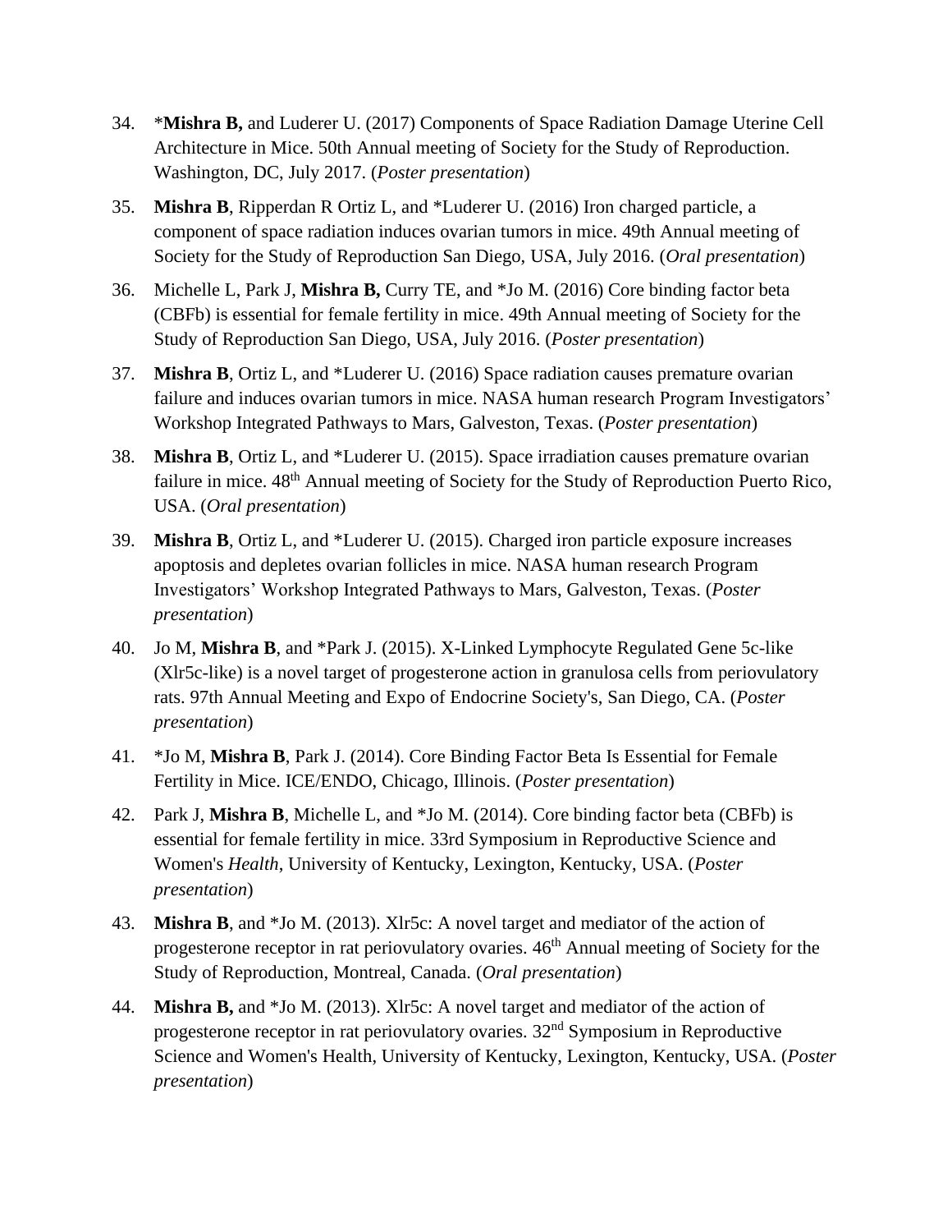34. \*​**Mishra B,** and Luderer U. (2017) Components of Space Radiation Damage Uterine Cell Architecture in Mice. 50th Annual meeting of Society for the Study of Reproduction. Washington, DC, July 2017. (*Poster presentation*)

35. **Mishra B**, Ripperdan R Ortiz L, and *Luderer U. (2016) Iron charged particle, a component of space radiation induces ovarian tumors in mice. 49th Annual meeting of Society for the Study of Reproduction San Diego, USA, July 2016. (*Oral presentation*)

36. Michelle L, Park J, **Mishra B,** Curry TE, and *Jo M. (2016) Core binding factor beta (CBFb) is essential for female fertility in mice. 49th Annual meeting of Society for the Study of Reproduction San Diego, USA, July 2016. (*Poster presentation*)

37. **Mishra B**, Ortiz L, and *Luderer U. (2016) Space radiation causes premature ovarian failure and induces ovarian tumors in mice. NASA human research Program Investigators' Workshop Integrated Pathways to Mars, Galveston, Texas. (*Poster presentation*)

38. **Mishra B**, Ortiz L, and *Luderer U. (2015). Space irradiation causes premature ovarian failure in mice. 48th Annual meeting of Society for the Study of Reproduction Puerto Rico, USA. (*Oral presentation*)

39. **Mishra B**, Ortiz L, and *Luderer U. (2015). Charged iron particle exposure increases apoptosis and depletes ovarian follicles in mice. NASA human research Program Investigators' Workshop Integrated Pathways to Mars, Galveston, Texas. (*Poster presentation*)

40. Jo M, **Mishra B**, and *Park J. (2015). X-Linked Lymphocyte Regulated Gene 5c-like (Xlr5c-like) is a novel target of progesterone action in granulosa cells from periovulatory rats. 97th Annual Meeting and Expo of Endocrine Society's, San Diego, CA. (*Poster presentation*)

41. *Jo M, **Mishra B**, Park J. (2014). Core Binding Factor Beta Is Essential for Female Fertility in Mice. ICE/ENDO, Chicago, Illinois. (*Poster presentation*)

42. Park J, **Mishra B**, Michelle L, and *Jo M. (2014). Core binding factor beta (CBFb) is essential for female fertility in mice. 33rd Symposium in Reproductive Science and Women's *Health*, University of Kentucky, Lexington, Kentucky, USA. (*Poster presentation*)

43. **Mishra B**, and *Jo M. (2013). Xlr5c: A novel target and mediator of the action of progesterone receptor in rat periovulatory ovaries. 46th Annual meeting of Society for the Study of Reproduction, Montreal, Canada. (*Oral presentation*)

44. **Mishra B,** and *Jo M. (2013). Xlr5c: A novel target and mediator of the action of progesterone receptor in rat periovulatory ovaries. 32nd Symposium in Reproductive Science and Women's Health, University of Kentucky, Lexington, Kentucky, USA. (*Poster presentation*)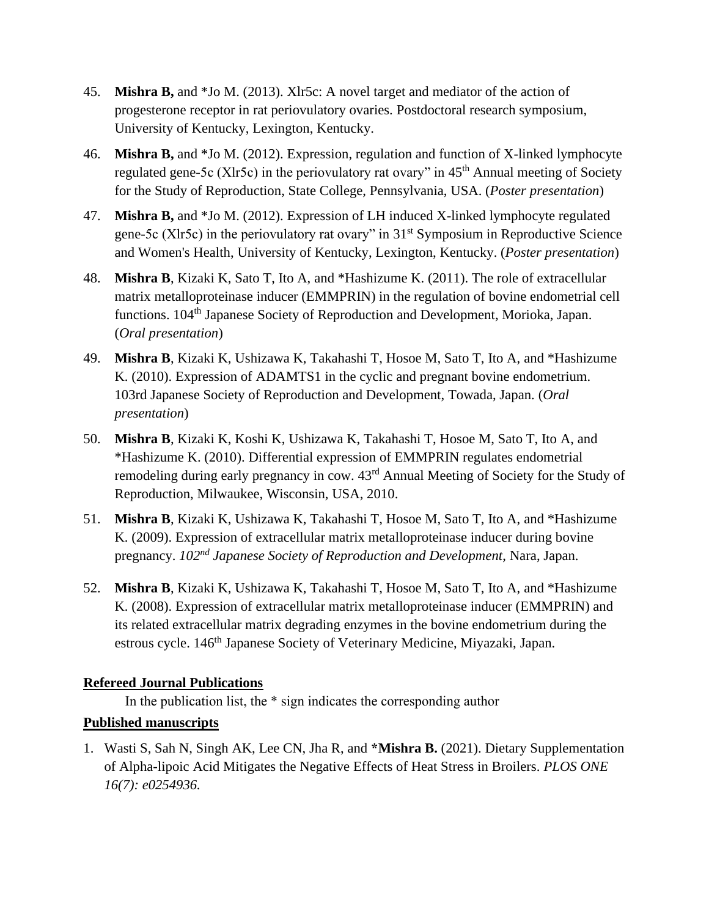45. **Mishra B,** and *Jo M. (2013). Xlr5c: A novel target and mediator of the action of progesterone receptor in rat periovulatory ovaries. Postdoctoral research symposium, University of Kentucky, Lexington, Kentucky.

46. **Mishra B,** and *Jo M. (2012). Expression, regulation and function of X-linked lymphocyte regulated gene-5c (Xlr5c) in the periovulatory rat ovary" in 45th Annual meeting of Society for the Study of Reproduction, State College, Pennsylvania, USA. (*Poster presentation*)

47. **Mishra B,** and *Jo M. (2012). Expression of LH induced X-linked lymphocyte regulated gene-5c (Xlr5c) in the periovulatory rat ovary" in 31st Symposium in Reproductive Science and Women's Health, University of Kentucky, Lexington, Kentucky. (*Poster presentation*)

48. **Mishra B**, Kizaki K, Sato T, Ito A, and *Hashizume K. (2011). The role of extracellular matrix metalloproteinase inducer (EMMPRIN) in the regulation of bovine endometrial cell functions. 104th Japanese Society of Reproduction and Development, Morioka, Japan. (*Oral presentation*)

49. **Mishra B**, Kizaki K, Ushizawa K, Takahashi T, Hosoe M, Sato T, Ito A, and *Hashizume K. (2010). Expression of ADAMTS1 in the cyclic and pregnant bovine endometrium. 103rd Japanese Society of Reproduction and Development, Towada, Japan. (*Oral presentation*)

50. **Mishra B**, Kizaki K, Koshi K, Ushizawa K, Takahashi T, Hosoe M, Sato T, Ito A, and *Hashizume K. (2010). Differential expression of EMMPRIN regulates endometrial remodeling during early pregnancy in cow. 43rd Annual Meeting of Society for the Study of Reproduction, Milwaukee, Wisconsin, USA, 2010.

51. **Mishra B**, Kizaki K, Ushizawa K, Takahashi T, Hosoe M, Sato T, Ito A, and *Hashizume K. (2009). Expression of extracellular matrix metalloproteinase inducer during bovine pregnancy. *102nd Japanese Society of Reproduction and Development*, Nara, Japan.

52. **Mishra B**, Kizaki K, Ushizawa K, Takahashi T, Hosoe M, Sato T, Ito A, and *Hashizume K. (2008). Expression of extracellular matrix metalloproteinase inducer (EMMPRIN) and its related extracellular matrix degrading enzymes in the bovine endometrium during the estrous cycle. 146th Japanese Society of Veterinary Medicine, Miyazaki, Japan.

**Refereed Journal Publications**

In the publication list, the * sign indicates the corresponding author

**Published manuscripts**

1. Wasti S, Sah N, Singh AK, Lee CN, Jha R, and ***Mishra B.** (2021). Dietary Supplementation of Alpha-lipoic Acid Mitigates the Negative Effects of Heat Stress in Broilers. *PLOS ONE 16(7): e0254936.*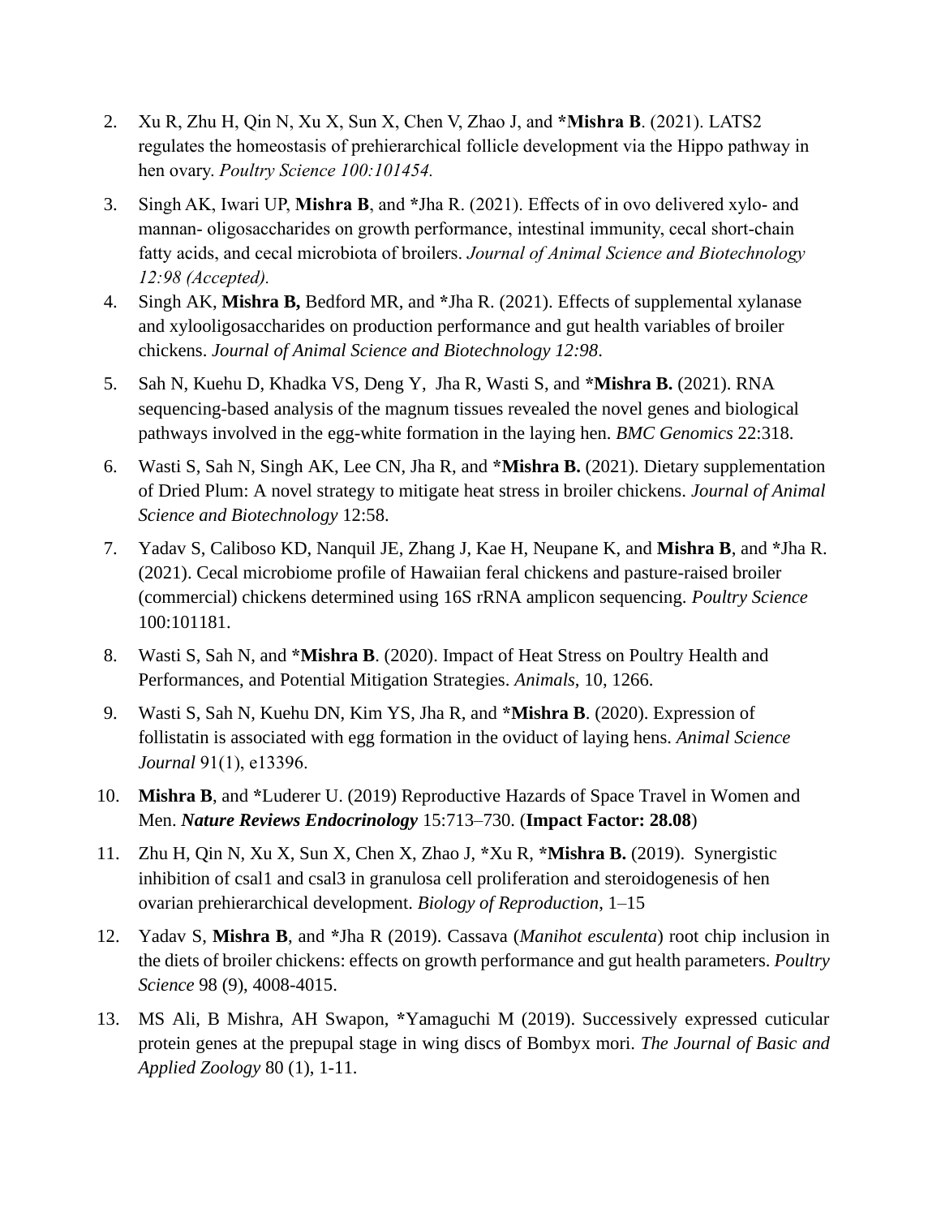2. Xu R, Zhu H, Qin N, Xu X, Sun X, Chen V, Zhao J, and ***Mishra B**. (2021). LATS2 regulates the homeostasis of prehierarchical follicle development via the Hippo pathway in hen ovary. *Poultry Science 100:101454.*
3. Singh AK, Iwari UP, **Mishra B**, and *Jha R. (2021). Effects of in ovo delivered xylo- and mannan- oligosaccharides on growth performance, intestinal immunity, cecal short-chain fatty acids, and cecal microbiota of broilers. *Journal of Animal Science and Biotechnology 12:98 (Accepted).*
4. Singh AK, **Mishra B,** Bedford MR, and *Jha R. (2021). Effects of supplemental xylanase and xylooligosaccharides on production performance and gut health variables of broiler chickens. *Journal of Animal Science and Biotechnology 12:98*.
5. Sah N, Kuehu D, Khadka VS, Deng Y, Jha R, Wasti S, and ***Mishra B.** (2021). RNA sequencing-based analysis of the magnum tissues revealed the novel genes and biological pathways involved in the egg-white formation in the laying hen. *BMC Genomics* 22:318.
6. Wasti S, Sah N, Singh AK, Lee CN, Jha R, and ***Mishra B.** (2021). Dietary supplementation of Dried Plum: A novel strategy to mitigate heat stress in broiler chickens. *Journal of Animal Science and Biotechnology* 12:58.
7. Yadav S, Caliboso KD, Nanquil JE, Zhang J, Kae H, Neupane K, and **Mishra B**, and *Jha R. (2021). Cecal microbiome profile of Hawaiian feral chickens and pasture-raised broiler (commercial) chickens determined using 16S rRNA amplicon sequencing. *Poultry Science* 100:101181.
8. Wasti S, Sah N, and ***Mishra B**. (2020). Impact of Heat Stress on Poultry Health and Performances, and Potential Mitigation Strategies. *Animals*, 10, 1266.
9. Wasti S, Sah N, Kuehu DN, Kim YS, Jha R, and ***Mishra B**. (2020). Expression of follistatin is associated with egg formation in the oviduct of laying hens. *Animal Science Journal* 91(1), e13396.
10. **Mishra B**, and *Luderer U. (2019) Reproductive Hazards of Space Travel in Women and Men. ***Nature Reviews Endocrinology*** 15:713–730. (**Impact Factor: 28.08**)
11. Zhu H, Qin N, Xu X, Sun X, Chen X, Zhao J, *Xu R, ***Mishra B.** (2019). Synergistic inhibition of csal1 and csal3 in granulosa cell proliferation and steroidogenesis of hen ovarian prehierarchical development. *Biology of Reproduction*, 1–15
12. Yadav S, **Mishra B**, and *Jha R (2019). Cassava (*Manihot esculenta*) root chip inclusion in the diets of broiler chickens: effects on growth performance and gut health parameters. *Poultry Science* 98 (9), 4008-4015.
13. MS Ali, B Mishra, AH Swapon, *Yamaguchi M (2019). Successively expressed cuticular protein genes at the prepupal stage in wing discs of Bombyx mori. *The Journal of Basic and Applied Zoology* 80 (1), 1-11.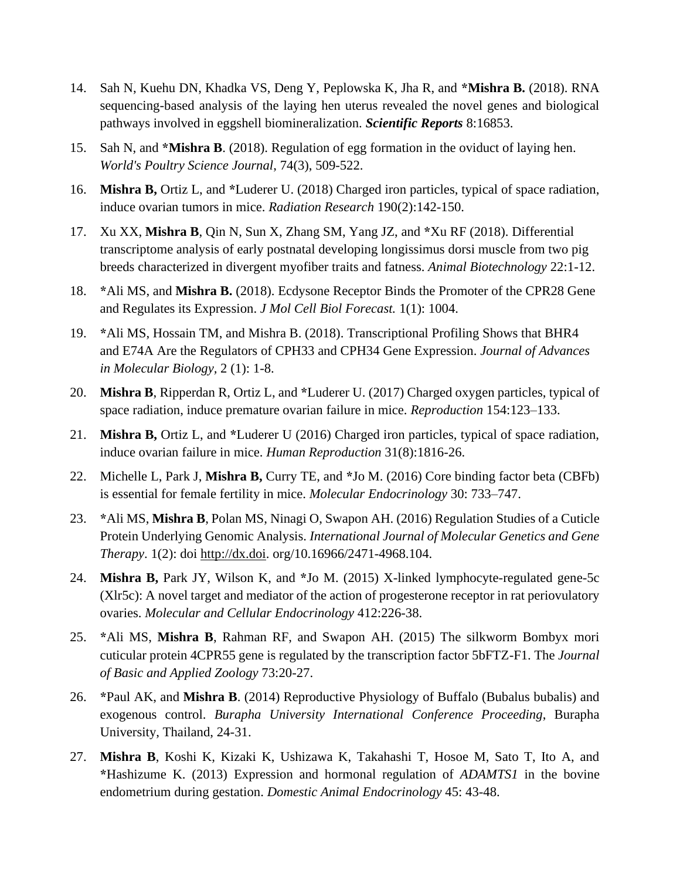14. Sah N, Kuehu DN, Khadka VS, Deng Y, Peplowska K, Jha R, and ***Mishra B.** (2018). RNA sequencing-based analysis of the laying hen uterus revealed the novel genes and biological pathways involved in eggshell biomineralization. ***Scientific Reports*** 8:16853.

15. Sah N, and ***Mishra B**. (2018). Regulation of egg formation in the oviduct of laying hen. *World's Poultry Science Journal*, 74(3), 509-522.

16. **Mishra B,** Ortiz L, and *Luderer U. (2018) Charged iron particles, typical of space radiation, induce ovarian tumors in mice. *Radiation Research* 190(2):142-150.

17. Xu XX, **Mishra B**, Qin N, Sun X, Zhang SM, Yang JZ, and *Xu RF (2018). Differential transcriptome analysis of early postnatal developing longissimus dorsi muscle from two pig breeds characterized in divergent myofiber traits and fatness. *Animal Biotechnology* 22:1-12.

18. *Ali MS, and **Mishra B.** (2018). Ecdysone Receptor Binds the Promoter of the CPR28 Gene and Regulates its Expression. *J Mol Cell Biol Forecast.* 1(1): 1004.

19. *Ali MS, Hossain TM, and Mishra B. (2018). Transcriptional Profiling Shows that BHR4 and E74A Are the Regulators of CPH33 and CPH34 Gene Expression. *Journal of Advances in Molecular Biology*, 2 (1): 1-8.

20. **Mishra B**, Ripperdan R, Ortiz L, and *Luderer U. (2017) Charged oxygen particles, typical of space radiation, induce premature ovarian failure in mice. *Reproduction* 154:123–133.

21. **Mishra B,** Ortiz L, and *Luderer U (2016) Charged iron particles, typical of space radiation, induce ovarian failure in mice. *Human Reproduction* 31(8):1816-26.

22. Michelle L, Park J, **Mishra B,** Curry TE, and *Jo M. (2016) Core binding factor beta (CBFb) is essential for female fertility in mice. *Molecular Endocrinology* 30: 733–747.

23. *Ali MS, **Mishra B**, Polan MS, Ninagi O, Swapon AH. (2016) Regulation Studies of a Cuticle Protein Underlying Genomic Analysis. *International Journal of Molecular Genetics and Gene Therapy*. 1(2): doi http://dx.doi. org/10.16966/2471-4968.104.

24. **Mishra B,** Park JY, Wilson K, and *Jo M. (2015) X-linked lymphocyte-regulated gene-5c (Xlr5c): A novel target and mediator of the action of progesterone receptor in rat periovulatory ovaries. *Molecular and Cellular Endocrinology* 412:226-38.

25. *Ali MS, **Mishra B**, Rahman RF, and Swapon AH. (2015) The silkworm Bombyx mori cuticular protein 4CPR55 gene is regulated by the transcription factor 5bFTZ-F1. The *Journal of Basic and Applied Zoology* 73:20-27.

26. *Paul AK, and **Mishra B**. (2014) Reproductive Physiology of Buffalo (Bubalus bubalis) and exogenous control. *Burapha University International Conference Proceeding*, Burapha University, Thailand, 24-31.

27. **Mishra B**, Koshi K, Kizaki K, Ushizawa K, Takahashi T, Hosoe M, Sato T, Ito A, and *Hashizume K. (2013) Expression and hormonal regulation of *ADAMTS1* in the bovine endometrium during gestation. *Domestic Animal Endocrinology* 45: 43-48.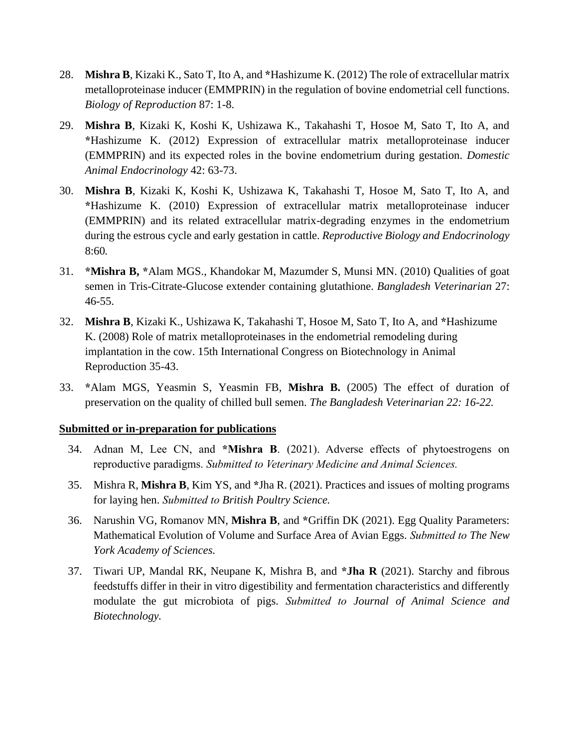28. **Mishra B**, Kizaki K., Sato T, Ito A, and *Hashizume K. (2012) The role of extracellular matrix metalloproteinase inducer (EMMPRIN) in the regulation of bovine endometrial cell functions. *Biology of Reproduction* 87: 1-8.

29. **Mishra B**, Kizaki K, Koshi K, Ushizawa K., Takahashi T, Hosoe M, Sato T, Ito A, and *Hashizume K. (2012) Expression of extracellular matrix metalloproteinase inducer (EMMPRIN) and its expected roles in the bovine endometrium during gestation. *Domestic Animal Endocrinology* 42: 63-73.

30. **Mishra B**, Kizaki K, Koshi K, Ushizawa K, Takahashi T, Hosoe M, Sato T, Ito A, and *Hashizume K. (2010) Expression of extracellular matrix metalloproteinase inducer (EMMPRIN) and its related extracellular matrix-degrading enzymes in the endometrium during the estrous cycle and early gestation in cattle. *Reproductive Biology and Endocrinology* 8:60.

31. ***Mishra B,** *Alam MGS., Khandokar M, Mazumder S, Munsi MN. (2010) Qualities of goat semen in Tris-Citrate-Glucose extender containing glutathione. *Bangladesh Veterinarian* 27: 46-55.

32. **Mishra B**, Kizaki K., Ushizawa K, Takahashi T, Hosoe M, Sato T, Ito A, and *Hashizume K. (2008) Role of matrix metalloproteinases in the endometrial remodeling during implantation in the cow. 15th International Congress on Biotechnology in Animal Reproduction 35-43.

33. *Alam MGS, Yeasmin S, Yeasmin FB, **Mishra B.** (2005) The effect of duration of preservation on the quality of chilled bull semen. *The Bangladesh Veterinarian 22: 16-22.*

**Submitted or in-preparation for publications**

34. Adnan M, Lee CN, and ***Mishra B**. (2021). Adverse effects of phytoestrogens on reproductive paradigms. *Submitted to Veterinary Medicine and Animal Sciences.*

35. Mishra R, **Mishra B**, Kim YS, and *Jha R. (2021). Practices and issues of molting programs for laying hen. *Submitted to British Poultry Science.*

36. Narushin VG, Romanov MN, **Mishra B**, and *Griffin DK (2021). Egg Quality Parameters: Mathematical Evolution of Volume and Surface Area of Avian Eggs. *Submitted to The New York Academy of Sciences.*

37. Tiwari UP, Mandal RK, Neupane K, Mishra B, and ***Jha R** (2021). Starchy and fibrous feedstuffs differ in their in vitro digestibility and fermentation characteristics and differently modulate the gut microbiota of pigs. *Submitted to Journal of Animal Science and Biotechnology.*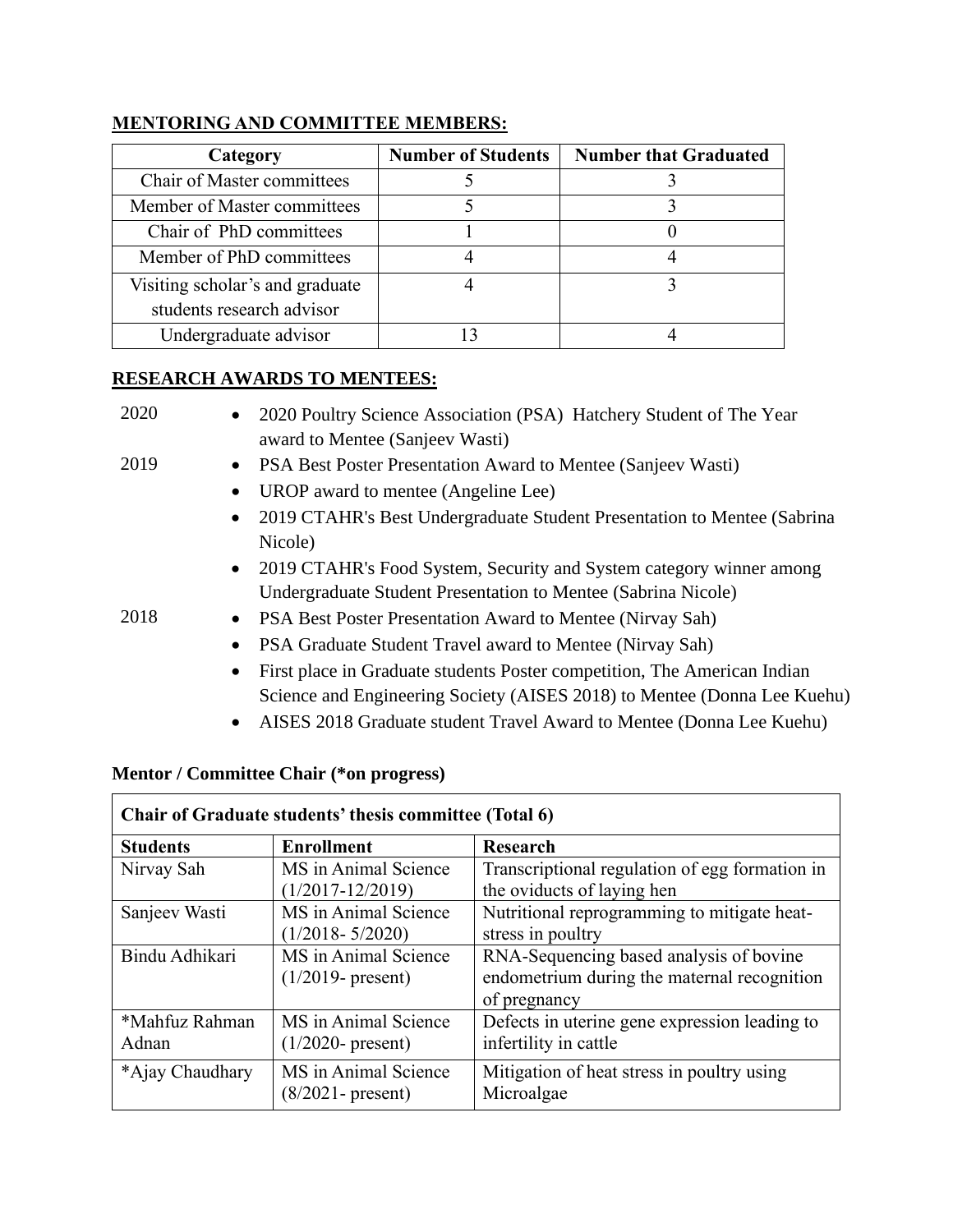## MENTORING AND COMMITTEE MEMBERS:

| Category | Number of Students | Number that Graduated |
|---|---|---|
| Chair of Master committees | 5 | 3 |
| Member of Master committees | 5 | 3 |
| Chair of PhD committees | 1 | 0 |
| Member of PhD committees | 4 | 4 |
| Visiting scholar's and graduate students research advisor | 4 | 3 |
| Undergraduate advisor | 13 | 4 |

## RESEARCH AWARDS TO MENTEES:

2020
- 2020 Poultry Science Association (PSA) Hatchery Student of The Year award to Mentee (Sanjeev Wasti)

2019
- PSA Best Poster Presentation Award to Mentee (Sanjeev Wasti)
- UROP award to mentee (Angeline Lee)
- 2019 CTAHR's Best Undergraduate Student Presentation to Mentee (Sabrina Nicole)
- 2019 CTAHR's Food System, Security and System category winner among Undergraduate Student Presentation to Mentee (Sabrina Nicole)

2018
- PSA Best Poster Presentation Award to Mentee (Nirvay Sah)
- PSA Graduate Student Travel award to Mentee (Nirvay Sah)
- First place in Graduate students Poster competition, The American Indian Science and Engineering Society (AISES 2018) to Mentee (Donna Lee Kuehu)
- AISES 2018 Graduate student Travel Award to Mentee (Donna Lee Kuehu)

### Mentor / Committee Chair (*on progress)

| Chair of Graduate students' thesis committee (Total 6) | | |
|---|---|---|
| **Students** | **Enrollment** | **Research** |
| Nirvay Sah | MS in Animal Science (1/2017-12/2019) | Transcriptional regulation of egg formation in the oviducts of laying hen |
| Sanjeev Wasti | MS in Animal Science (1/2018- 5/2020) | Nutritional reprogramming to mitigate heat-stress in poultry |
| Bindu Adhikari | MS in Animal Science (1/2019- present) | RNA-Sequencing based analysis of bovine endometrium during the maternal recognition of pregnancy |
| *Mahfuz Rahman Adnan | MS in Animal Science (1/2020- present) | Defects in uterine gene expression leading to infertility in cattle |
| *Ajay Chaudhary | MS in Animal Science (8/2021- present) | Mitigation of heat stress in poultry using Microalgae |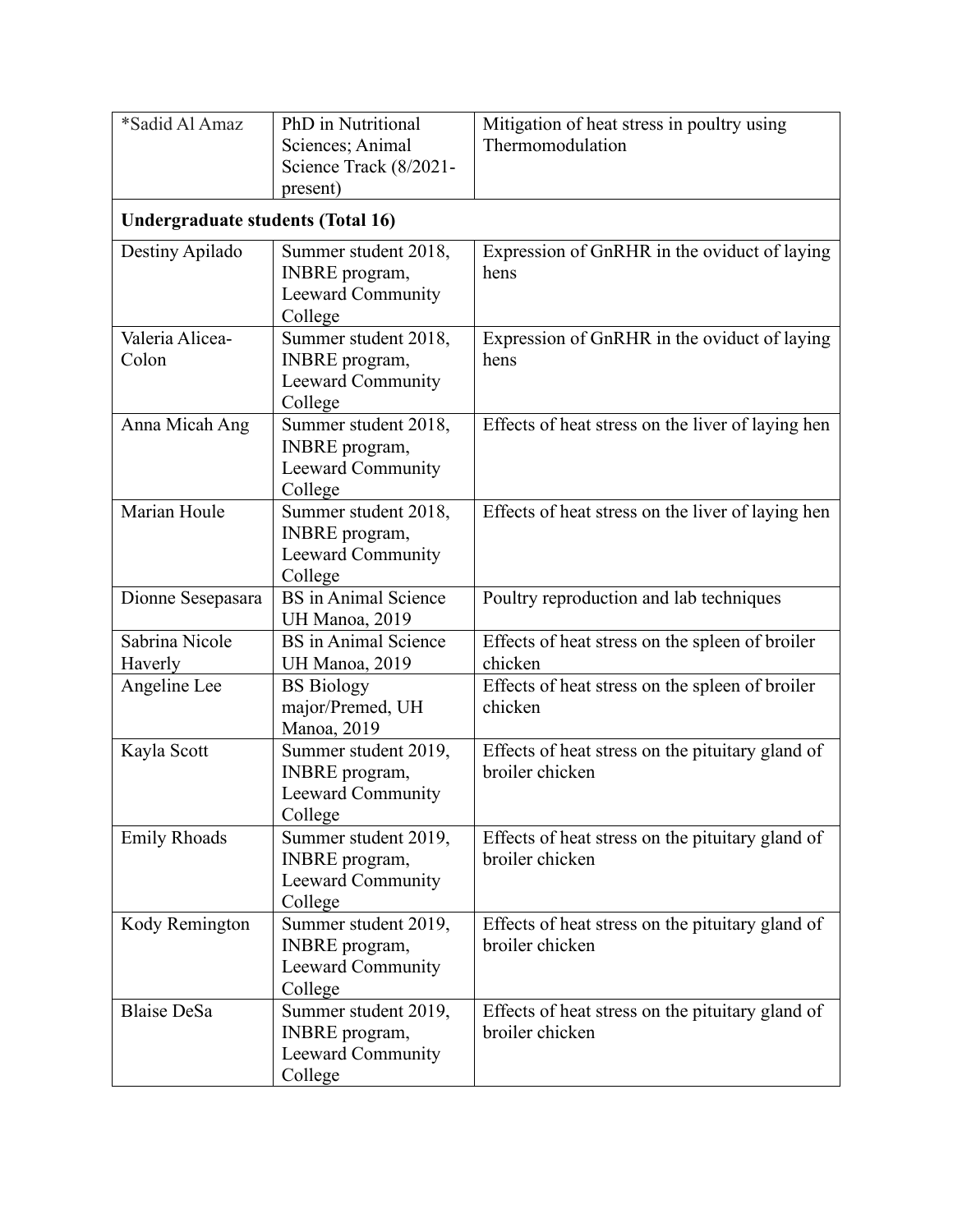| *Sadid Al Amaz | PhD in Nutritional Sciences; Animal Science Track (8/2021-present) | Mitigation of heat stress in poultry using Thermomodulation |
|---|---|---|
| **Undergraduate students (Total 16)** | | |
| Destiny Apilado | Summer student 2018, INBRE program, Leeward Community College | Expression of GnRHR in the oviduct of laying hens |
| Valeria Alicea-Colon | Summer student 2018, INBRE program, Leeward Community College | Expression of GnRHR in the oviduct of laying hens |
| Anna Micah Ang | Summer student 2018, INBRE program, Leeward Community College | Effects of heat stress on the liver of laying hen |
| Marian Houle | Summer student 2018, INBRE program, Leeward Community College | Effects of heat stress on the liver of laying hen |
| Dionne Sesepasara | BS in Animal Science UH Manoa, 2019 | Poultry reproduction and lab techniques |
| Sabrina Nicole Haverly | BS in Animal Science UH Manoa, 2019 | Effects of heat stress on the spleen of broiler chicken |
| Angeline Lee | BS Biology major/Premed, UH Manoa, 2019 | Effects of heat stress on the spleen of broiler chicken |
| Kayla Scott | Summer student 2019, INBRE program, Leeward Community College | Effects of heat stress on the pituitary gland of broiler chicken |
| Emily Rhoads | Summer student 2019, INBRE program, Leeward Community College | Effects of heat stress on the pituitary gland of broiler chicken |
| Kody Remington | Summer student 2019, INBRE program, Leeward Community College | Effects of heat stress on the pituitary gland of broiler chicken |
| Blaise DeSa | Summer student 2019, INBRE program, Leeward Community College | Effects of heat stress on the pituitary gland of broiler chicken |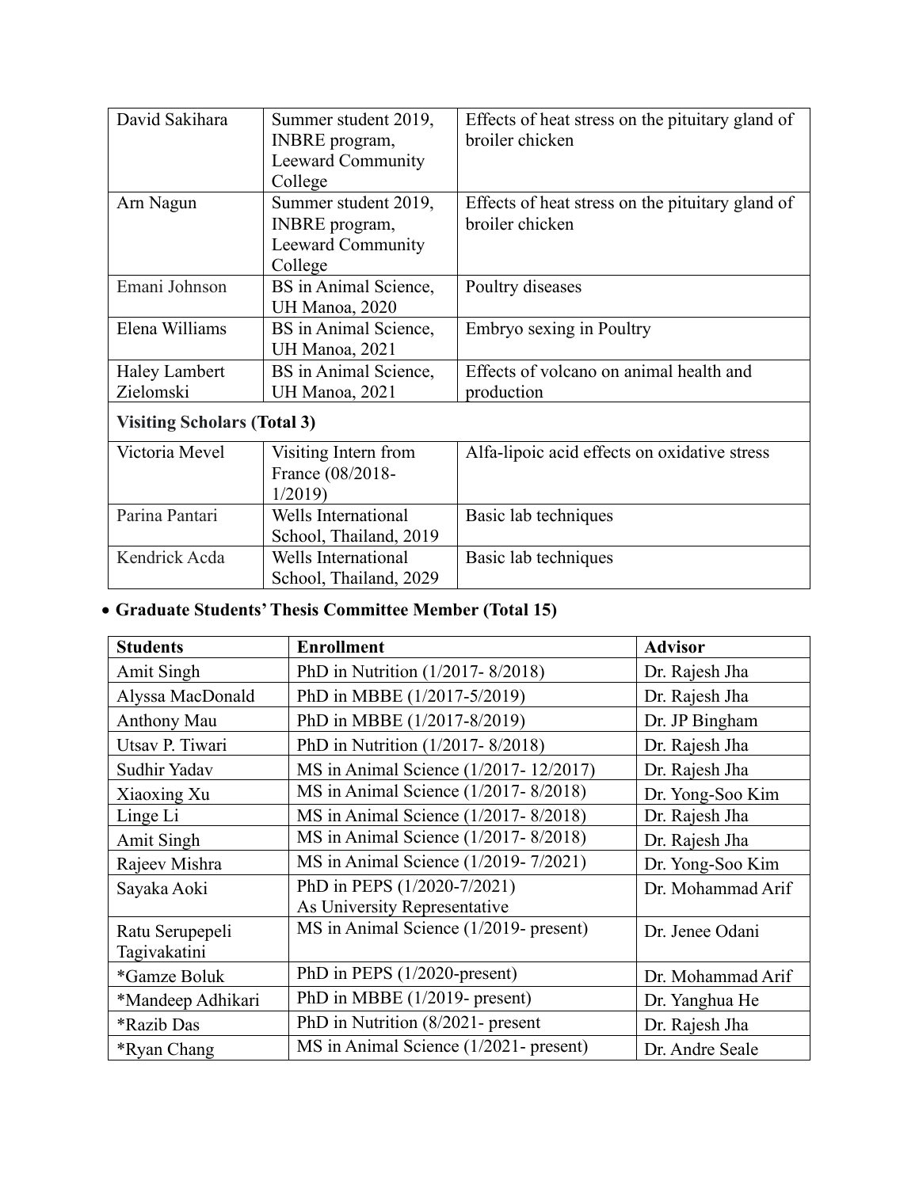| | | |
|---|---|---|
| David Sakihara | Summer student 2019, INBRE program, Leeward Community College | Effects of heat stress on the pituitary gland of broiler chicken |
| Arn Nagun | Summer student 2019, INBRE program, Leeward Community College | Effects of heat stress on the pituitary gland of broiler chicken |
| Emani Johnson | BS in Animal Science, UH Manoa, 2020 | Poultry diseases |
| Elena Williams | BS in Animal Science, UH Manoa, 2021 | Embryo sexing in Poultry |
| Haley Lambert Zielomski | BS in Animal Science, UH Manoa, 2021 | Effects of volcano on animal health and production |
| **Visiting Scholars (Total 3)** | | |
| Victoria Mevel | Visiting Intern from France (08/2018-1/2019) | Alfa-lipoic acid effects on oxidative stress |
| Parina Pantari | Wells International School, Thailand, 2019 | Basic lab techniques |
| Kendrick Acda | Wells International School, Thailand, 2029 | Basic lab techniques |

- **Graduate Students' Thesis Committee Member (Total 15)**

| Students | Enrollment | Advisor |
|---|---|---|
| Amit Singh | PhD in Nutrition (1/2017- 8/2018) | Dr. Rajesh Jha |
| Alyssa MacDonald | PhD in MBBE (1/2017-5/2019) | Dr. Rajesh Jha |
| Anthony Mau | PhD in MBBE (1/2017-8/2019) | Dr. JP Bingham |
| Utsav P. Tiwari | PhD in Nutrition (1/2017- 8/2018) | Dr. Rajesh Jha |
| Sudhir Yadav | MS in Animal Science (1/2017- 12/2017) | Dr. Rajesh Jha |
| Xiaoxing Xu | MS in Animal Science (1/2017- 8/2018) | Dr. Yong-Soo Kim |
| Linge Li | MS in Animal Science (1/2017- 8/2018) | Dr. Rajesh Jha |
| Amit Singh | MS in Animal Science (1/2017- 8/2018) | Dr. Rajesh Jha |
| Rajeev Mishra | MS in Animal Science (1/2019- 7/2021) | Dr. Yong-Soo Kim |
| Sayaka Aoki | PhD in PEPS (1/2020-7/2021) As University Representative | Dr. Mohammad Arif |
| Ratu Serupepeli Tagivakatini | MS in Animal Science (1/2019- present) | Dr. Jenee Odani |
| *Gamze Boluk | PhD in PEPS (1/2020-present) | Dr. Mohammad Arif |
| *Mandeep Adhikari | PhD in MBBE (1/2019- present) | Dr. Yanghua He |
| *Razib Das | PhD in Nutrition (8/2021- present | Dr. Rajesh Jha |
| *Ryan Chang | MS in Animal Science (1/2021- present) | Dr. Andre Seale |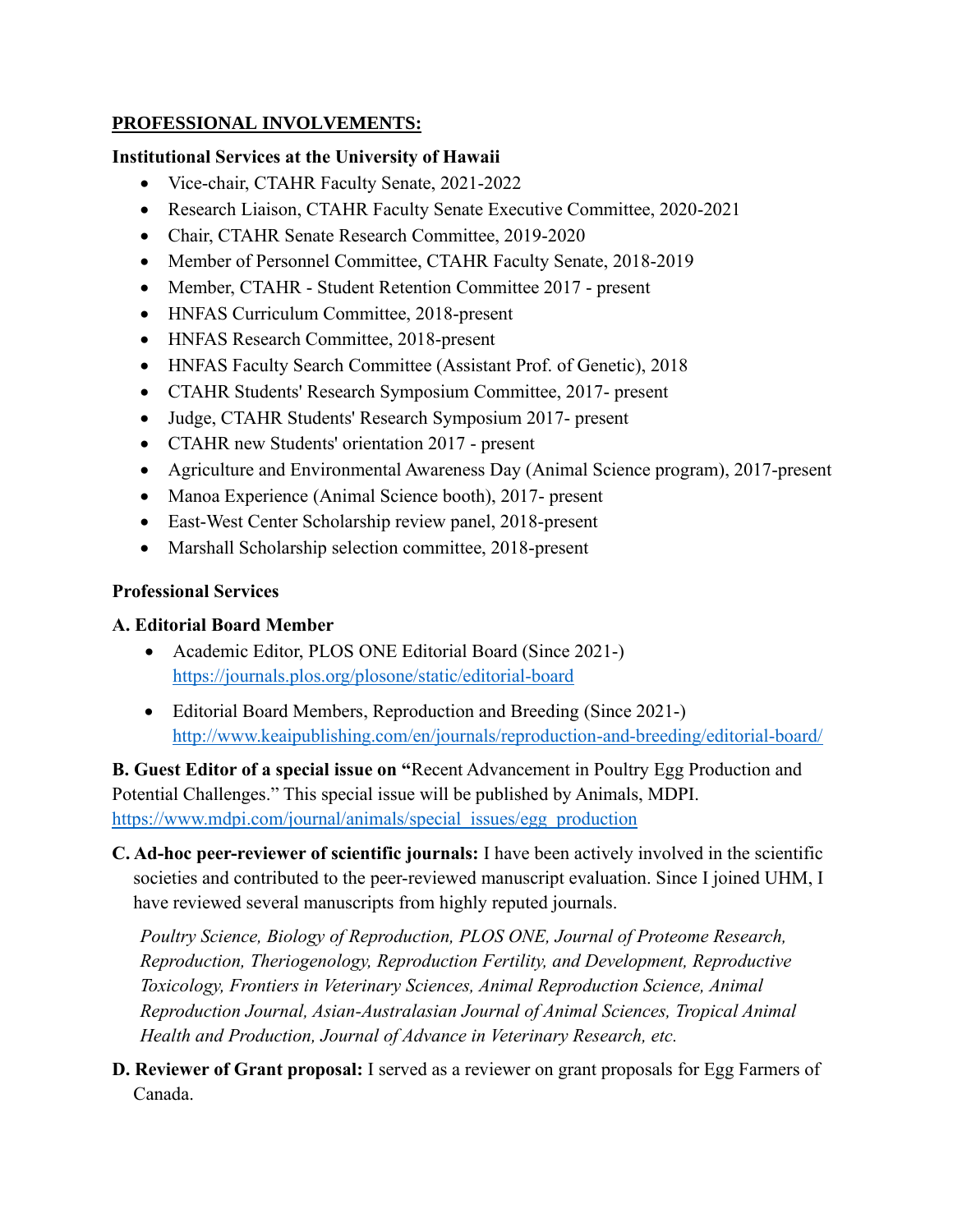**PROFESSIONAL INVOLVEMENTS:**

**Institutional Services at the University of Hawaii**

- Vice-chair, CTAHR Faculty Senate, 2021-2022
- Research Liaison, CTAHR Faculty Senate Executive Committee, 2020-2021
- Chair, CTAHR Senate Research Committee, 2019-2020
- Member of Personnel Committee, CTAHR Faculty Senate, 2018-2019
- Member, CTAHR - Student Retention Committee 2017 - present
- HNFAS Curriculum Committee, 2018-present
- HNFAS Research Committee, 2018-present
- HNFAS Faculty Search Committee (Assistant Prof. of Genetic), 2018
- CTAHR Students' Research Symposium Committee, 2017- present
- Judge, CTAHR Students' Research Symposium 2017- present
- CTAHR new Students' orientation 2017 - present
- Agriculture and Environmental Awareness Day (Animal Science program), 2017-present
- Manoa Experience (Animal Science booth), 2017- present
- East-West Center Scholarship review panel, 2018-present
- Marshall Scholarship selection committee, 2018-present

**Professional Services**

**A. Editorial Board Member**

- Academic Editor, PLOS ONE Editorial Board (Since 2021-)
  https://journals.plos.org/plosone/static/editorial-board
- Editorial Board Members, Reproduction and Breeding (Since 2021-)
  http://www.keaipublishing.com/en/journals/reproduction-and-breeding/editorial-board/

**B. Guest Editor of a special issue on "**Recent Advancement in Poultry Egg Production and Potential Challenges." This special issue will be published by Animals, MDPI.
https://www.mdpi.com/journal/animals/special_issues/egg_production

**C. Ad-hoc peer-reviewer of scientific journals:** I have been actively involved in the scientific societies and contributed to the peer-reviewed manuscript evaluation. Since I joined UHM, I have reviewed several manuscripts from highly reputed journals.

*Poultry Science, Biology of Reproduction, PLOS ONE, Journal of Proteome Research, Reproduction, Theriogenology, Reproduction Fertility, and Development, Reproductive Toxicology, Frontiers in Veterinary Sciences, Animal Reproduction Science, Animal Reproduction Journal, Asian-Australasian Journal of Animal Sciences, Tropical Animal Health and Production, Journal of Advance in Veterinary Research, etc.*

**D. Reviewer of Grant proposal:** I served as a reviewer on grant proposals for Egg Farmers of Canada.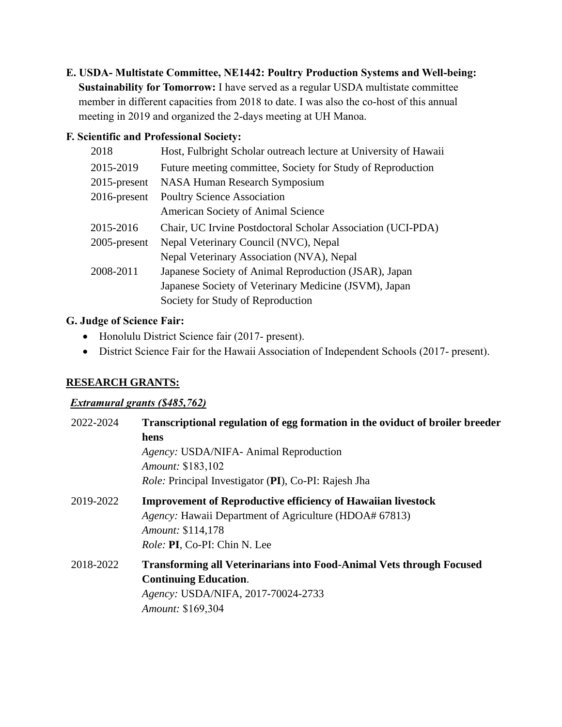**E. USDA- Multistate Committee, NE1442: Poultry Production Systems and Well-being: Sustainability for Tomorrow:** I have served as a regular USDA multistate committee member in different capacities from 2018 to date. I was also the co-host of this annual meeting in 2019 and organized the 2-days meeting at UH Manoa.

**F. Scientific and Professional Society:**

| | |
|---|---|
| 2018 | Host, Fulbright Scholar outreach lecture at University of Hawaii |
| 2015-2019 | Future meeting committee, Society for Study of Reproduction |
| 2015-present | NASA Human Research Symposium |
| 2016-present | Poultry Science Association |
| | American Society of Animal Science |
| 2015-2016 | Chair, UC Irvine Postdoctoral Scholar Association (UCI-PDA) |
| 2005-present | Nepal Veterinary Council (NVC), Nepal |
| | Nepal Veterinary Association (NVA), Nepal |
| 2008-2011 | Japanese Society of Animal Reproduction (JSAR), Japan |
| | Japanese Society of Veterinary Medicine (JSVM), Japan |
| | Society for Study of Reproduction |

**G. Judge of Science Fair:**

- Honolulu District Science fair (2017- present).
- District Science Fair for the Hawaii Association of Independent Schools (2017- present).

## RESEARCH GRANTS:

***Extramural grants ($485,762)***

2022-2024 **Transcriptional regulation of egg formation in the oviduct of broiler breeder hens**
*Agency:* USDA/NIFA- Animal Reproduction
*Amount:* $183,102
*Role:* Principal Investigator (**PI**), Co-PI: Rajesh Jha

2019-2022 **Improvement of Reproductive efficiency of Hawaiian livestock**
*Agency:* Hawaii Department of Agriculture (HDOA# 67813)
*Amount:* $114,178
*Role:* **PI**, Co-PI: Chin N. Lee

2018-2022 **Transforming all Veterinarians into Food-Animal Vets through Focused Continuing Education**.
*Agency:* USDA/NIFA, 2017-70024-2733
*Amount:* $169,304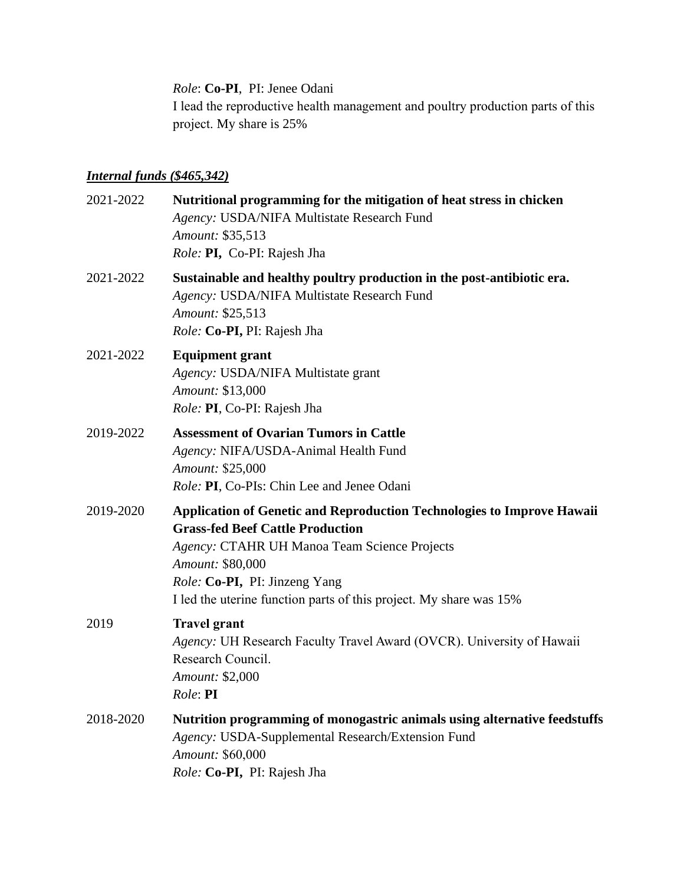*Role*: **Co-PI**, PI: Jenee Odani
I lead the reproductive health management and poultry production parts of this project. My share is 25%

***Internal funds ($465,342)***

2021-2022 **Nutritional programming for the mitigation of heat stress in chicken**
*Agency:* USDA/NIFA Multistate Research Fund
*Amount:* $35,513
*Role:* **PI,** Co-PI: Rajesh Jha

2021-2022 **Sustainable and healthy poultry production in the post-antibiotic era.**
*Agency:* USDA/NIFA Multistate Research Fund
*Amount:* $25,513
*Role:* **Co-PI,** PI: Rajesh Jha

2021-2022 **Equipment grant**
*Agency:* USDA/NIFA Multistate grant
*Amount:* $13,000
*Role:* **PI**, Co-PI: Rajesh Jha

2019-2022 **Assessment of Ovarian Tumors in Cattle**
*Agency:* NIFA/USDA-Animal Health Fund
*Amount:* $25,000
*Role:* **PI**, Co-PIs: Chin Lee and Jenee Odani

2019-2020 **Application of Genetic and Reproduction Technologies to Improve Hawaii Grass-fed Beef Cattle Production**
*Agency:* CTAHR UH Manoa Team Science Projects
*Amount:* $80,000
*Role:* **Co-PI,** PI: Jinzeng Yang
I led the uterine function parts of this project. My share was 15%

2019 **Travel grant**
*Agency:* UH Research Faculty Travel Award (OVCR). University of Hawaii Research Council.
*Amount:* $2,000
*Role*: **PI**

2018-2020 **Nutrition programming of monogastric animals using alternative feedstuffs**
*Agency:* USDA-Supplemental Research/Extension Fund
*Amount:* $60,000
*Role:* **Co-PI,** PI: Rajesh Jha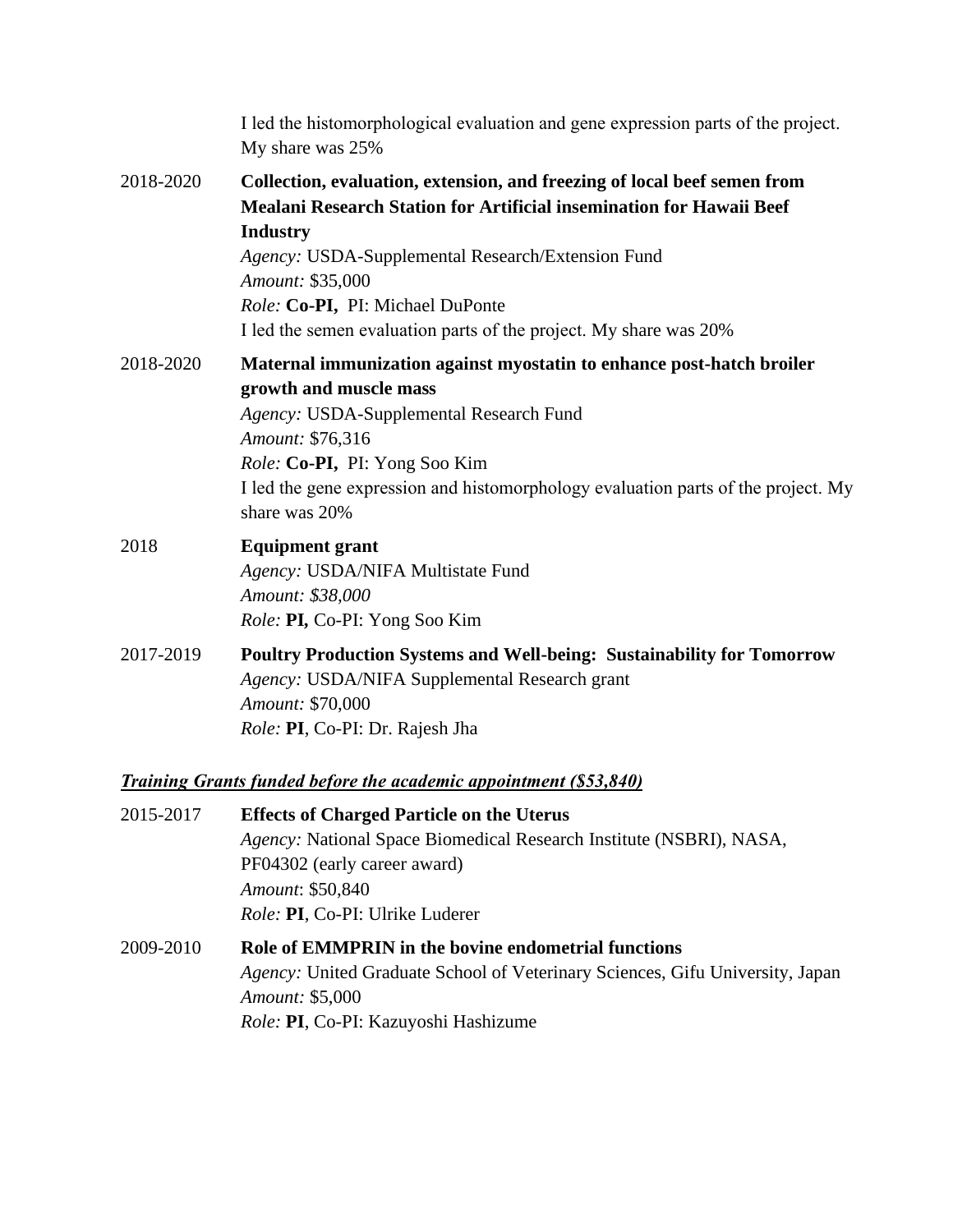I led the histomorphological evaluation and gene expression parts of the project. My share was 25%

2018-2020 **Collection, evaluation, extension, and freezing of local beef semen from Mealani Research Station for Artificial insemination for Hawaii Beef Industry**
*Agency:* USDA-Supplemental Research/Extension Fund
*Amount:* $35,000
*Role:* **Co-PI,** PI: Michael DuPonte
I led the semen evaluation parts of the project. My share was 20%

2018-2020 **Maternal immunization against myostatin to enhance post-hatch broiler growth and muscle mass**
*Agency:* USDA-Supplemental Research Fund
*Amount:* $76,316
*Role:* **Co-PI,** PI: Yong Soo Kim
I led the gene expression and histomorphology evaluation parts of the project. My share was 20%

2018 **Equipment grant**
*Agency:* USDA/NIFA Multistate Fund
*Amount: $38,000*
*Role:* **PI,** Co-PI: Yong Soo Kim

2017-2019 **Poultry Production Systems and Well-being: Sustainability for Tomorrow**
*Agency:* USDA/NIFA Supplemental Research grant
*Amount:* $70,000
*Role:* **PI**, Co-PI: Dr. Rajesh Jha

***Training Grants funded before the academic appointment ($53,840)***

2015-2017 **Effects of Charged Particle on the Uterus**
*Agency:* National Space Biomedical Research Institute (NSBRI), NASA, PF04302 (early career award)
*Amount*: $50,840
*Role:* **PI**, Co-PI: Ulrike Luderer

2009-2010 **Role of EMMPRIN in the bovine endometrial functions**
*Agency:* United Graduate School of Veterinary Sciences, Gifu University, Japan
*Amount:* $5,000
*Role:* **PI**, Co-PI: Kazuyoshi Hashizume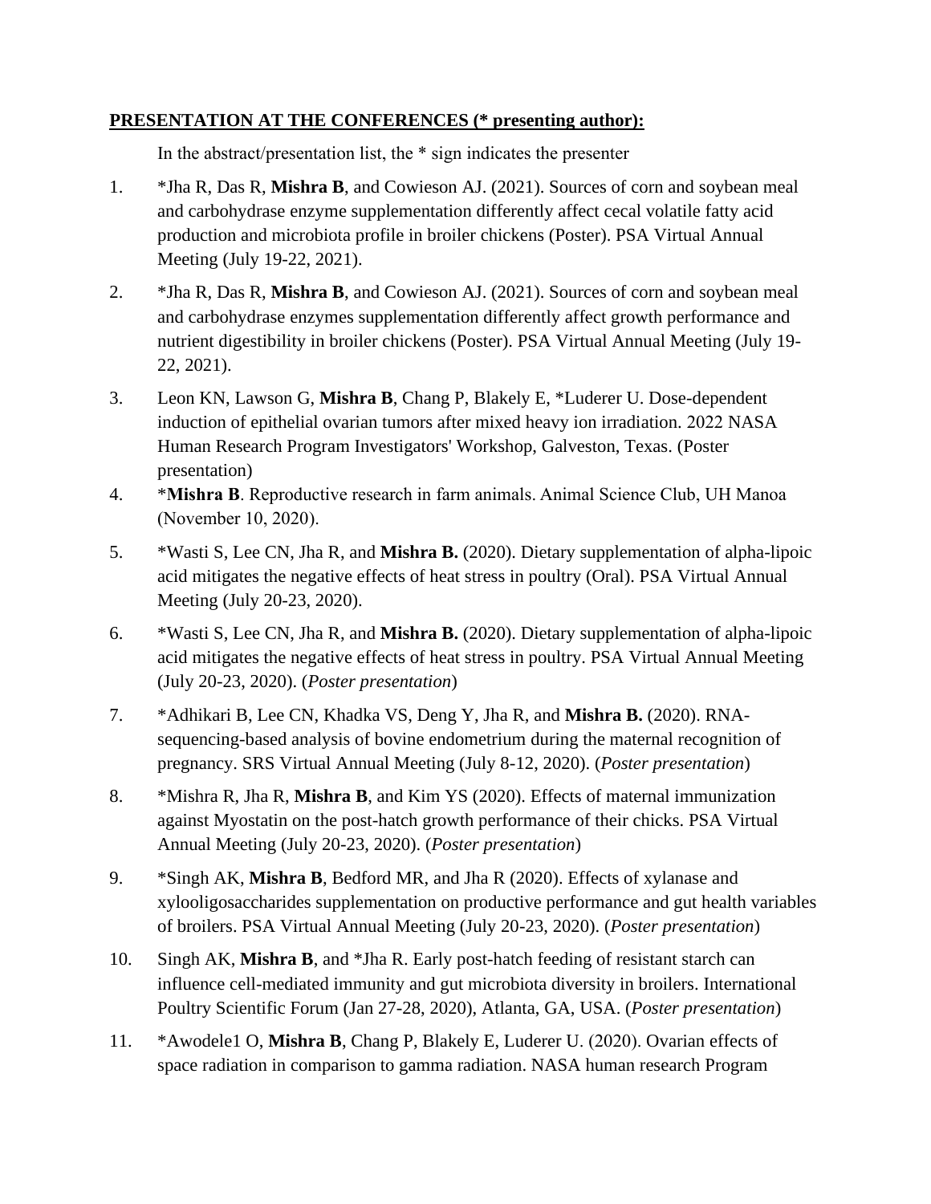**PRESENTATION AT THE CONFERENCES (* presenting author):**

In the abstract/presentation list, the * sign indicates the presenter

1. *Jha R, Das R, **Mishra B**, and Cowieson AJ. (2021). Sources of corn and soybean meal and carbohydrase enzyme supplementation differently affect cecal volatile fatty acid production and microbiota profile in broiler chickens (Poster). PSA Virtual Annual Meeting (July 19-22, 2021).
2. *Jha R, Das R, **Mishra B**, and Cowieson AJ. (2021). Sources of corn and soybean meal and carbohydrase enzymes supplementation differently affect growth performance and nutrient digestibility in broiler chickens (Poster). PSA Virtual Annual Meeting (July 19-22, 2021).
3. Leon KN, Lawson G, **Mishra B**, Chang P, Blakely E, *Luderer U. Dose-dependent induction of epithelial ovarian tumors after mixed heavy ion irradiation. 2022 NASA Human Research Program Investigators' Workshop, Galveston, Texas. (Poster presentation)
4. ***Mishra B**. Reproductive research in farm animals. Animal Science Club, UH Manoa (November 10, 2020).
5. *Wasti S, Lee CN, Jha R, and **Mishra B.** (2020). Dietary supplementation of alpha-lipoic acid mitigates the negative effects of heat stress in poultry (Oral). PSA Virtual Annual Meeting (July 20-23, 2020).
6. *Wasti S, Lee CN, Jha R, and **Mishra B.** (2020). Dietary supplementation of alpha-lipoic acid mitigates the negative effects of heat stress in poultry. PSA Virtual Annual Meeting (July 20-23, 2020). (*Poster presentation*)
7. *Adhikari B, Lee CN, Khadka VS, Deng Y, Jha R, and **Mishra B.** (2020). RNA-sequencing-based analysis of bovine endometrium during the maternal recognition of pregnancy. SRS Virtual Annual Meeting (July 8-12, 2020). (*Poster presentation*)
8. *Mishra R, Jha R, **Mishra B**, and Kim YS (2020). Effects of maternal immunization against Myostatin on the post-hatch growth performance of their chicks. PSA Virtual Annual Meeting (July 20-23, 2020). (*Poster presentation*)
9. *Singh AK, **Mishra B**, Bedford MR, and Jha R (2020). Effects of xylanase and xylooligosaccharides supplementation on productive performance and gut health variables of broilers. PSA Virtual Annual Meeting (July 20-23, 2020). (*Poster presentation*)
10. Singh AK, **Mishra B**, and *Jha R. Early post-hatch feeding of resistant starch can influence cell-mediated immunity and gut microbiota diversity in broilers. International Poultry Scientific Forum (Jan 27-28, 2020), Atlanta, GA, USA. (*Poster presentation*)
11. *Awodele1 O, **Mishra B**, Chang P, Blakely E, Luderer U. (2020). Ovarian effects of space radiation in comparison to gamma radiation. NASA human research Program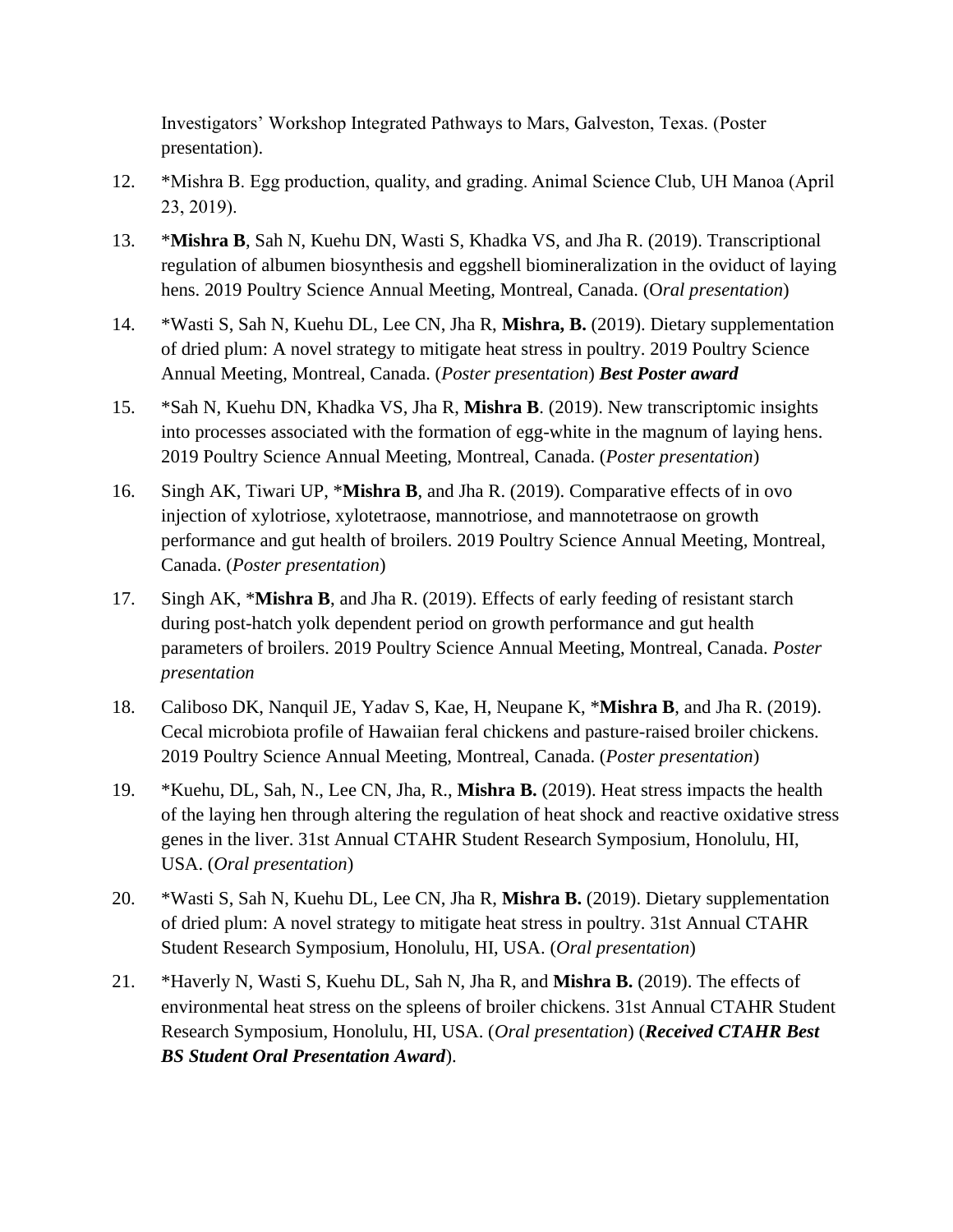Investigators' Workshop Integrated Pathways to Mars, Galveston, Texas. (Poster presentation).

12. *Mishra B. Egg production, quality, and grading. Animal Science Club, UH Manoa (April 23, 2019).

13. ***Mishra B**, Sah N, Kuehu DN, Wasti S, Khadka VS, and Jha R. (2019). Transcriptional regulation of albumen biosynthesis and eggshell biomineralization in the oviduct of laying hens. 2019 Poultry Science Annual Meeting, Montreal, Canada. (O*ral presentation*)

14. *Wasti S, Sah N, Kuehu DL, Lee CN, Jha R, **Mishra, B.** (2019). Dietary supplementation of dried plum: A novel strategy to mitigate heat stress in poultry. 2019 Poultry Science Annual Meeting, Montreal, Canada. (*Poster presentation*) ***Best Poster award***

15. *Sah N, Kuehu DN, Khadka VS, Jha R, **Mishra B**. (2019). New transcriptomic insights into processes associated with the formation of egg-white in the magnum of laying hens. 2019 Poultry Science Annual Meeting, Montreal, Canada. (*Poster presentation*)

16. Singh AK, Tiwari UP, ***Mishra B**, and Jha R. (2019). Comparative effects of in ovo injection of xylotriose, xylotetraose, mannotriose, and mannotetraose on growth performance and gut health of broilers. 2019 Poultry Science Annual Meeting, Montreal, Canada. (*Poster presentation*)

17. Singh AK, ***Mishra B**, and Jha R. (2019). Effects of early feeding of resistant starch during post-hatch yolk dependent period on growth performance and gut health parameters of broilers. 2019 Poultry Science Annual Meeting, Montreal, Canada. *Poster presentation*

18. Caliboso DK, Nanquil JE, Yadav S, Kae, H, Neupane K, ***Mishra B**, and Jha R. (2019). Cecal microbiota profile of Hawaiian feral chickens and pasture-raised broiler chickens. 2019 Poultry Science Annual Meeting, Montreal, Canada. (*Poster presentation*)

19. *Kuehu, DL, Sah, N., Lee CN, Jha, R., **Mishra B.** (2019). Heat stress impacts the health of the laying hen through altering the regulation of heat shock and reactive oxidative stress genes in the liver. 31st Annual CTAHR Student Research Symposium, Honolulu, HI, USA. (*Oral presentation*)

20. *Wasti S, Sah N, Kuehu DL, Lee CN, Jha R, **Mishra B.** (2019). Dietary supplementation of dried plum: A novel strategy to mitigate heat stress in poultry. 31st Annual CTAHR Student Research Symposium, Honolulu, HI, USA. (*Oral presentation*)

21. *Haverly N, Wasti S, Kuehu DL, Sah N, Jha R, and **Mishra B.** (2019). The effects of environmental heat stress on the spleens of broiler chickens. 31st Annual CTAHR Student Research Symposium, Honolulu, HI, USA. (*Oral presentation*) (***Received CTAHR Best BS Student Oral Presentation Award***).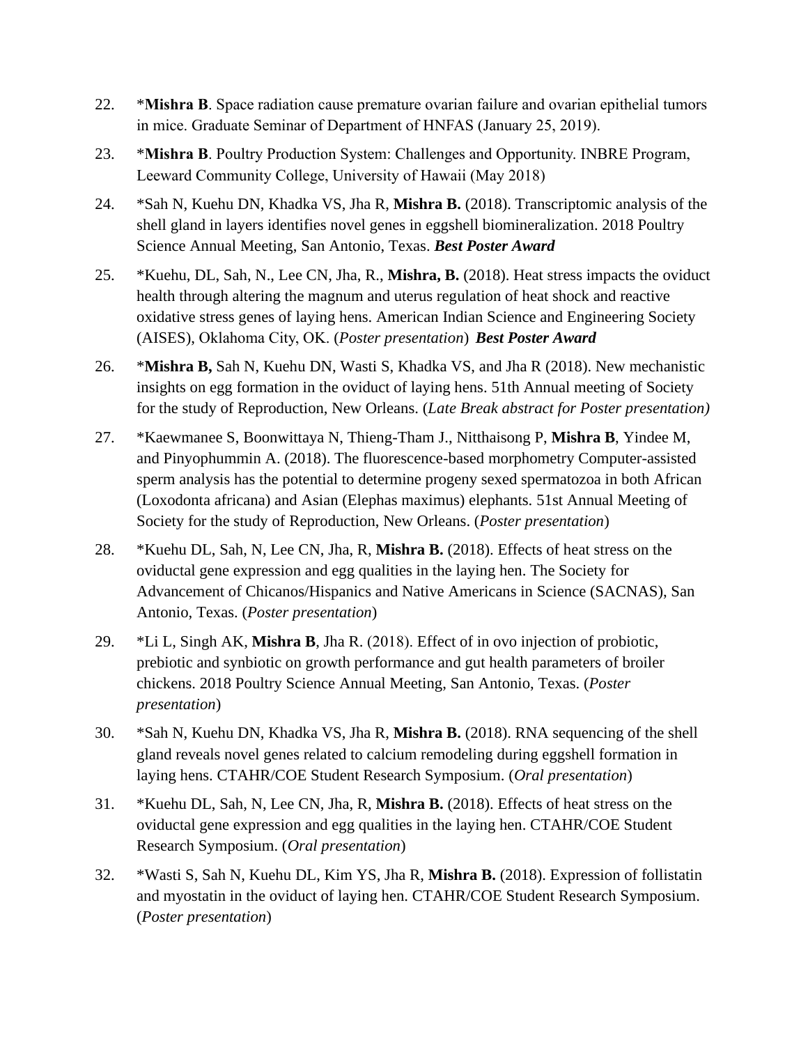22. *__Mishra B__. Space radiation cause premature ovarian failure and ovarian epithelial tumors in mice. Graduate Seminar of Department of HNFAS (January 25, 2019).

23. *__Mishra B__. Poultry Production System: Challenges and Opportunity. INBRE Program, Leeward Community College, University of Hawaii (May 2018)

24. *Sah N, Kuehu DN, Khadka VS, Jha R, **Mishra B.** (2018). Transcriptomic analysis of the shell gland in layers identifies novel genes in eggshell biomineralization. 2018 Poultry Science Annual Meeting, San Antonio, Texas. ***Best Poster Award***

25. *Kuehu, DL, Sah, N., Lee CN, Jha, R., **Mishra, B.** (2018). Heat stress impacts the oviduct health through altering the magnum and uterus regulation of heat shock and reactive oxidative stress genes of laying hens. American Indian Science and Engineering Society (AISES), Oklahoma City, OK. (*Poster presentation*) ***Best Poster Award***

26. *__Mishra B,__ Sah N, Kuehu DN, Wasti S, Khadka VS, and Jha R (2018). New mechanistic insights on egg formation in the oviduct of laying hens. 51th Annual meeting of Society for the study of Reproduction, New Orleans. (*Late Break abstract for Poster presentation)*

27. *Kaewmanee S, Boonwittaya N, Thieng-Tham J., Nitthaisong P, **Mishra B**, Yindee M, and Pinyophummin A. (2018). The fluorescence-based morphometry Computer-assisted sperm analysis has the potential to determine progeny sexed spermatozoa in both African (Loxodonta africana) and Asian (Elephas maximus) elephants. 51st Annual Meeting of Society for the study of Reproduction, New Orleans. (*Poster presentation*)

28. *Kuehu DL, Sah, N, Lee CN, Jha, R, **Mishra B.** (2018). Effects of heat stress on the oviductal gene expression and egg qualities in the laying hen. The Society for Advancement of Chicanos/Hispanics and Native Americans in Science (SACNAS), San Antonio, Texas. (*Poster presentation*)

29. *Li L, Singh AK, **Mishra B**, Jha R. (2018). Effect of in ovo injection of probiotic, prebiotic and synbiotic on growth performance and gut health parameters of broiler chickens. 2018 Poultry Science Annual Meeting, San Antonio, Texas. (*Poster presentation*)

30. *Sah N, Kuehu DN, Khadka VS, Jha R, **Mishra B.** (2018). RNA sequencing of the shell gland reveals novel genes related to calcium remodeling during eggshell formation in laying hens. CTAHR/COE Student Research Symposium. (*Oral presentation*)

31. *Kuehu DL, Sah, N, Lee CN, Jha, R, **Mishra B.** (2018). Effects of heat stress on the oviductal gene expression and egg qualities in the laying hen. CTAHR/COE Student Research Symposium. (*Oral presentation*)

32. *Wasti S, Sah N, Kuehu DL, Kim YS, Jha R, **Mishra B.** (2018). Expression of follistatin and myostatin in the oviduct of laying hen. CTAHR/COE Student Research Symposium. (*Poster presentation*)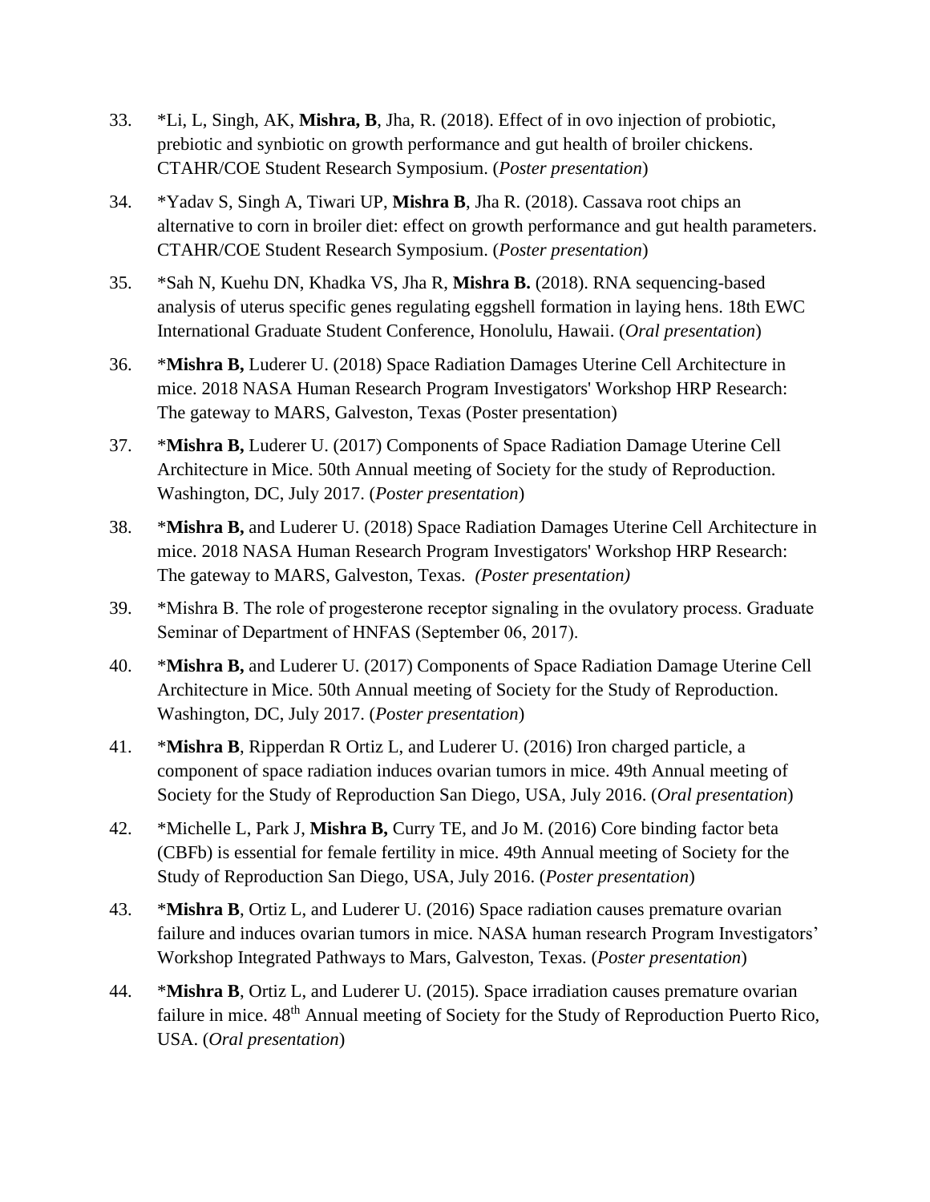33. *Li, L, Singh, AK, **Mishra, B**, Jha, R. (2018). Effect of in ovo injection of probiotic, prebiotic and synbiotic on growth performance and gut health of broiler chickens. CTAHR/COE Student Research Symposium. (*Poster presentation*)

34. *Yadav S, Singh A, Tiwari UP, **Mishra B**, Jha R. (2018). Cassava root chips an alternative to corn in broiler diet: effect on growth performance and gut health parameters. CTAHR/COE Student Research Symposium. (*Poster presentation*)

35. *Sah N, Kuehu DN, Khadka VS, Jha R, **Mishra B.** (2018). RNA sequencing-based analysis of uterus specific genes regulating eggshell formation in laying hens. 18th EWC International Graduate Student Conference, Honolulu, Hawaii. (*Oral presentation*)

36. ***Mishra B,** Luderer U. (2018) Space Radiation Damages Uterine Cell Architecture in mice. 2018 NASA Human Research Program Investigators' Workshop HRP Research: The gateway to MARS, Galveston, Texas (Poster presentation)

37. ***Mishra B,** Luderer U. (2017) Components of Space Radiation Damage Uterine Cell Architecture in Mice. 50th Annual meeting of Society for the study of Reproduction. Washington, DC, July 2017. (*Poster presentation*)

38. ***Mishra B,** and Luderer U. (2018) Space Radiation Damages Uterine Cell Architecture in mice. 2018 NASA Human Research Program Investigators' Workshop HRP Research: The gateway to MARS, Galveston, Texas. *(Poster presentation)*

39. *Mishra B. The role of progesterone receptor signaling in the ovulatory process. Graduate Seminar of Department of HNFAS (September 06, 2017).

40. ***Mishra B,** and Luderer U. (2017) Components of Space Radiation Damage Uterine Cell Architecture in Mice. 50th Annual meeting of Society for the Study of Reproduction. Washington, DC, July 2017. (*Poster presentation*)

41. ***Mishra B**, Ripperdan R Ortiz L, and Luderer U. (2016) Iron charged particle, a component of space radiation induces ovarian tumors in mice. 49th Annual meeting of Society for the Study of Reproduction San Diego, USA, July 2016. (*Oral presentation*)

42. *Michelle L, Park J, **Mishra B,** Curry TE, and Jo M. (2016) Core binding factor beta (CBFb) is essential for female fertility in mice. 49th Annual meeting of Society for the Study of Reproduction San Diego, USA, July 2016. (*Poster presentation*)

43. ***Mishra B**, Ortiz L, and Luderer U. (2016) Space radiation causes premature ovarian failure and induces ovarian tumors in mice. NASA human research Program Investigators' Workshop Integrated Pathways to Mars, Galveston, Texas. (*Poster presentation*)

44. ***Mishra B**, Ortiz L, and Luderer U. (2015). Space irradiation causes premature ovarian failure in mice. 48th Annual meeting of Society for the Study of Reproduction Puerto Rico, USA. (*Oral presentation*)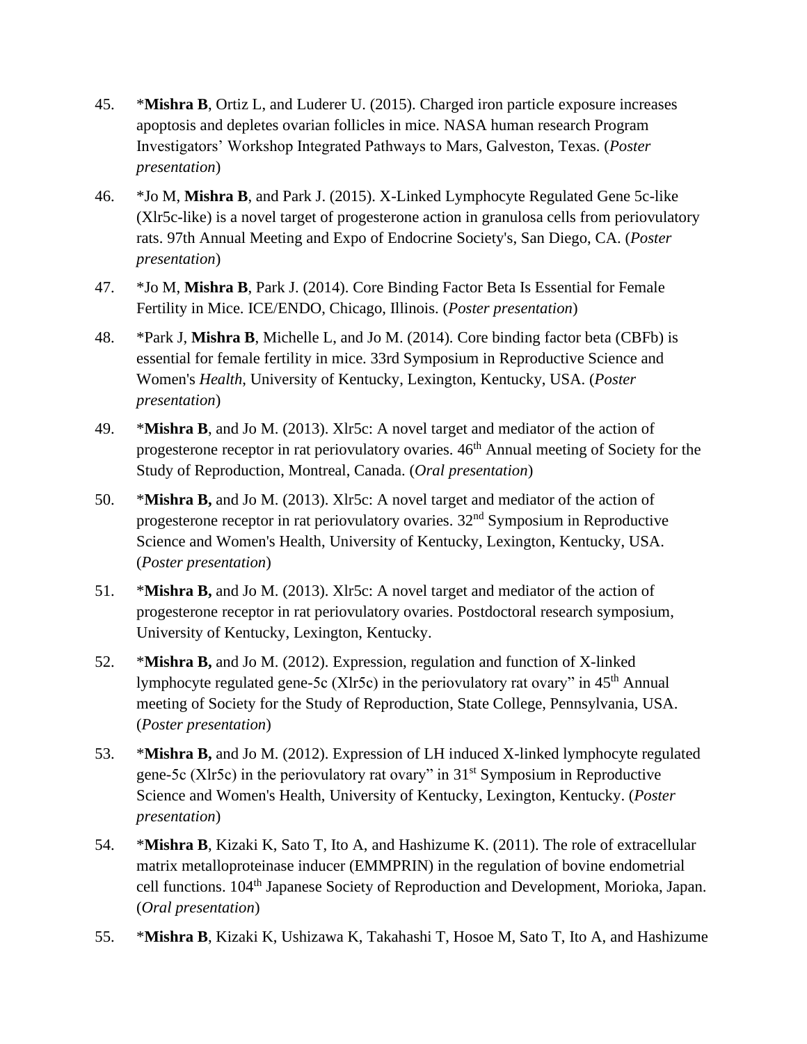45. *__Mishra B__, Ortiz L, and Luderer U. (2015). Charged iron particle exposure increases apoptosis and depletes ovarian follicles in mice. NASA human research Program Investigators' Workshop Integrated Pathways to Mars, Galveston, Texas. (*Poster presentation*)

46. *Jo M, **Mishra B**, and Park J. (2015). X-Linked Lymphocyte Regulated Gene 5c-like (Xlr5c-like) is a novel target of progesterone action in granulosa cells from periovulatory rats. 97th Annual Meeting and Expo of Endocrine Society's, San Diego, CA. (*Poster presentation*)

47. *Jo M, **Mishra B**, Park J. (2014). Core Binding Factor Beta Is Essential for Female Fertility in Mice. ICE/ENDO, Chicago, Illinois. (*Poster presentation*)

48. *Park J, **Mishra B**, Michelle L, and Jo M. (2014). Core binding factor beta (CBFb) is essential for female fertility in mice. 33rd Symposium in Reproductive Science and Women's *Health*, University of Kentucky, Lexington, Kentucky, USA. (*Poster presentation*)

49. *__Mishra B__, and Jo M. (2013). Xlr5c: A novel target and mediator of the action of progesterone receptor in rat periovulatory ovaries. 46th Annual meeting of Society for the Study of Reproduction, Montreal, Canada. (*Oral presentation*)

50. *__Mishra B,__ and Jo M. (2013). Xlr5c: A novel target and mediator of the action of progesterone receptor in rat periovulatory ovaries. 32nd Symposium in Reproductive Science and Women's Health, University of Kentucky, Lexington, Kentucky, USA. (*Poster presentation*)

51. *__Mishra B,__ and Jo M. (2013). Xlr5c: A novel target and mediator of the action of progesterone receptor in rat periovulatory ovaries. Postdoctoral research symposium, University of Kentucky, Lexington, Kentucky.

52. *__Mishra B,__ and Jo M. (2012). Expression, regulation and function of X-linked lymphocyte regulated gene-5c (Xlr5c) in the periovulatory rat ovary" in 45th Annual meeting of Society for the Study of Reproduction, State College, Pennsylvania, USA. (*Poster presentation*)

53. *__Mishra B,__ and Jo M. (2012). Expression of LH induced X-linked lymphocyte regulated gene-5c (Xlr5c) in the periovulatory rat ovary" in 31st Symposium in Reproductive Science and Women's Health, University of Kentucky, Lexington, Kentucky. (*Poster presentation*)

54. *__Mishra B__, Kizaki K, Sato T, Ito A, and Hashizume K. (2011). The role of extracellular matrix metalloproteinase inducer (EMMPRIN) in the regulation of bovine endometrial cell functions. 104th Japanese Society of Reproduction and Development, Morioka, Japan. (*Oral presentation*)

55. *__Mishra B__, Kizaki K, Ushizawa K, Takahashi T, Hosoe M, Sato T, Ito A, and Hashizume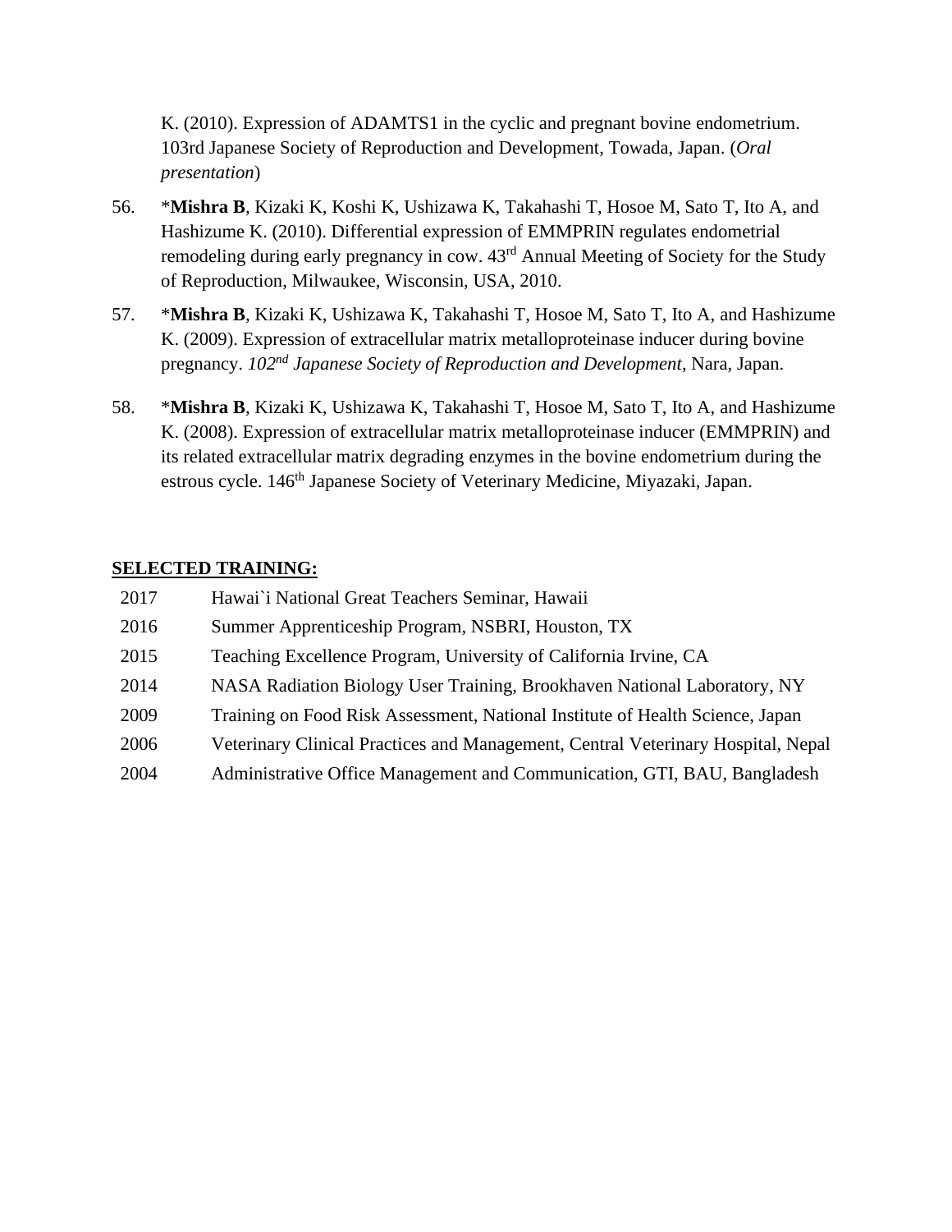K. (2010). Expression of ADAMTS1 in the cyclic and pregnant bovine endometrium. 103rd Japanese Society of Reproduction and Development, Towada, Japan. (*Oral presentation*)

56. *​**Mishra B**, Kizaki K, Koshi K, Ushizawa K, Takahashi T, Hosoe M, Sato T, Ito A, and Hashizume K. (2010). Differential expression of EMMPRIN regulates endometrial remodeling during early pregnancy in cow. 43rd Annual Meeting of Society for the Study of Reproduction, Milwaukee, Wisconsin, USA, 2010.

57. *​**Mishra B**, Kizaki K, Ushizawa K, Takahashi T, Hosoe M, Sato T, Ito A, and Hashizume K. (2009). Expression of extracellular matrix metalloproteinase inducer during bovine pregnancy. *102nd Japanese Society of Reproduction and Development*, Nara, Japan.

58. *​**Mishra B**, Kizaki K, Ushizawa K, Takahashi T, Hosoe M, Sato T, Ito A, and Hashizume K. (2008). Expression of extracellular matrix metalloproteinase inducer (EMMPRIN) and its related extracellular matrix degrading enzymes in the bovine endometrium during the estrous cycle. 146th Japanese Society of Veterinary Medicine, Miyazaki, Japan.

## SELECTED TRAINING:

| | |
|---|---|
| 2017 | Hawai`i National Great Teachers Seminar, Hawaii |
| 2016 | Summer Apprenticeship Program, NSBRI, Houston, TX |
| 2015 | Teaching Excellence Program, University of California Irvine, CA |
| 2014 | NASA Radiation Biology User Training, Brookhaven National Laboratory, NY |
| 2009 | Training on Food Risk Assessment, National Institute of Health Science, Japan |
| 2006 | Veterinary Clinical Practices and Management, Central Veterinary Hospital, Nepal |
| 2004 | Administrative Office Management and Communication, GTI, BAU, Bangladesh |